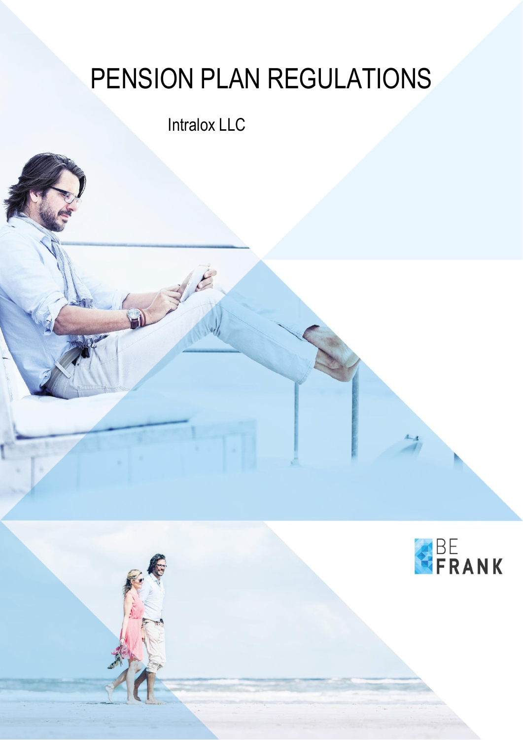# PENSION PLAN REGULATIONS

Intralox LLC

BE
FRANK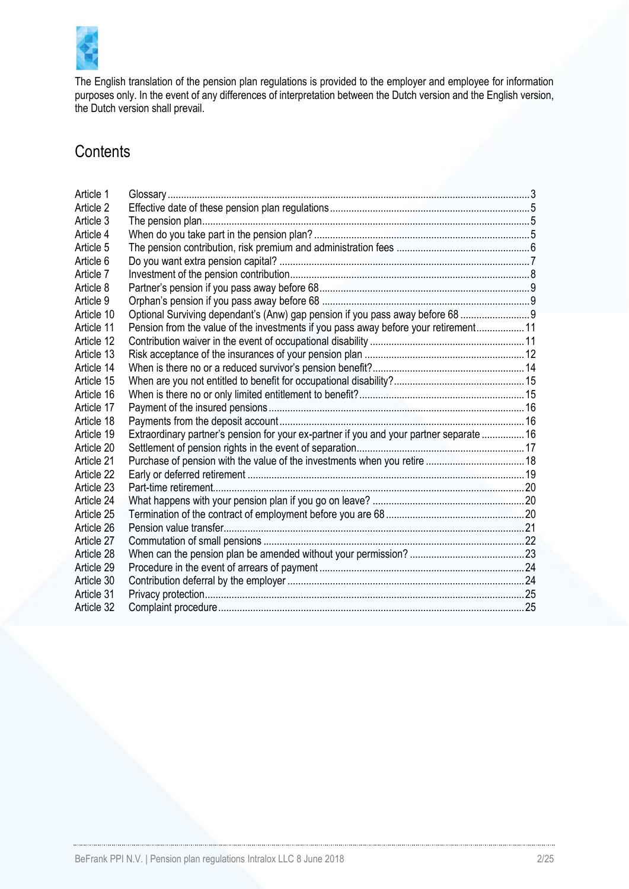The English translation of the pension plan regulations is provided to the employer and employee for information purposes only. In the event of any differences of interpretation between the Dutch version and the English version, the Dutch version shall prevail.

## Contents

| | | |
|---|---|---|
| Article 1 | Glossary | 3 |
| Article 2 | Effective date of these pension plan regulations | 5 |
| Article 3 | The pension plan | 5 |
| Article 4 | When do you take part in the pension plan? | 5 |
| Article 5 | The pension contribution, risk premium and administration fees | 6 |
| Article 6 | Do you want extra pension capital? | 7 |
| Article 7 | Investment of the pension contribution | 8 |
| Article 8 | Partner's pension if you pass away before 68 | 9 |
| Article 9 | Orphan's pension if you pass away before 68 | 9 |
| Article 10 | Optional Surviving dependant's (Anw) gap pension if you pass away before 68 | 9 |
| Article 11 | Pension from the value of the investments if you pass away before your retirement | 11 |
| Article 12 | Contribution waiver in the event of occupational disability | 11 |
| Article 13 | Risk acceptance of the insurances of your pension plan | 12 |
| Article 14 | When is there no or a reduced survivor's pension benefit? | 14 |
| Article 15 | When are you not entitled to benefit for occupational disability? | 15 |
| Article 16 | When is there no or only limited entitlement to benefit? | 15 |
| Article 17 | Payment of the insured pensions | 16 |
| Article 18 | Payments from the deposit account | 16 |
| Article 19 | Extraordinary partner's pension for your ex-partner if you and your partner separate | 16 |
| Article 20 | Settlement of pension rights in the event of separation | 17 |
| Article 21 | Purchase of pension with the value of the investments when you retire | 18 |
| Article 22 | Early or deferred retirement | 19 |
| Article 23 | Part-time retirement | 20 |
| Article 24 | What happens with your pension plan if you go on leave? | 20 |
| Article 25 | Termination of the contract of employment before you are 68 | 20 |
| Article 26 | Pension value transfer | 21 |
| Article 27 | Commutation of small pensions | 22 |
| Article 28 | When can the pension plan be amended without your permission? | 23 |
| Article 29 | Procedure in the event of arrears of payment | 24 |
| Article 30 | Contribution deferral by the employer | 24 |
| Article 31 | Privacy protection | 25 |
| Article 32 | Complaint procedure | 25 |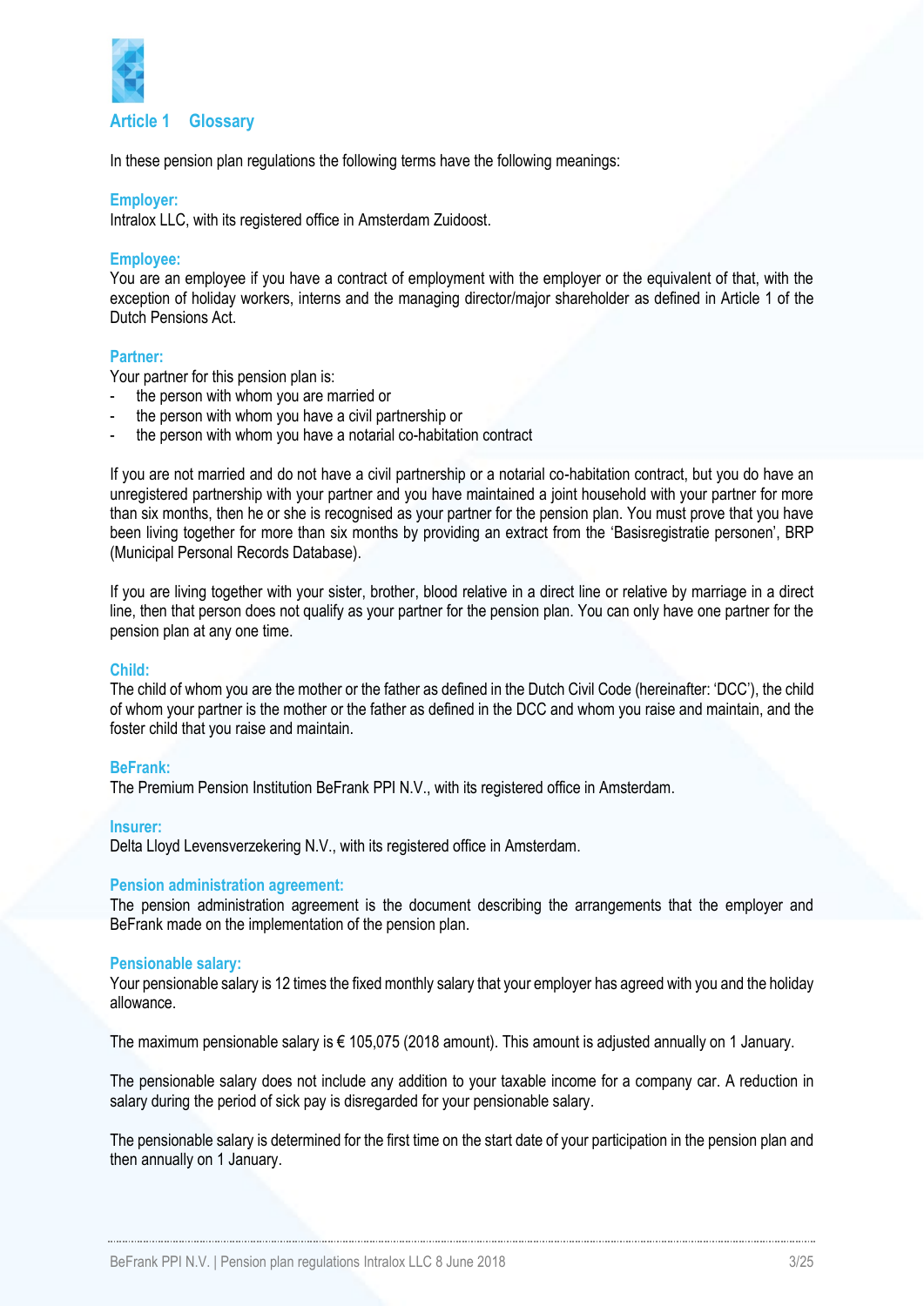## Article 1 Glossary

In these pension plan regulations the following terms have the following meanings:

**Employer:**
Intralox LLC, with its registered office in Amsterdam Zuidoost.

**Employee:**
You are an employee if you have a contract of employment with the employer or the equivalent of that, with the exception of holiday workers, interns and the managing director/major shareholder as defined in Article 1 of the Dutch Pensions Act.

**Partner:**
Your partner for this pension plan is:
- the person with whom you are married or
- the person with whom you have a civil partnership or
- the person with whom you have a notarial co-habitation contract

If you are not married and do not have a civil partnership or a notarial co-habitation contract, but you do have an unregistered partnership with your partner and you have maintained a joint household with your partner for more than six months, then he or she is recognised as your partner for the pension plan. You must prove that you have been living together for more than six months by providing an extract from the 'Basisregistratie personen', BRP (Municipal Personal Records Database).

If you are living together with your sister, brother, blood relative in a direct line or relative by marriage in a direct line, then that person does not qualify as your partner for the pension plan. You can only have one partner for the pension plan at any one time.

**Child:**
The child of whom you are the mother or the father as defined in the Dutch Civil Code (hereinafter: 'DCC'), the child of whom your partner is the mother or the father as defined in the DCC and whom you raise and maintain, and the foster child that you raise and maintain.

**BeFrank:**
The Premium Pension Institution BeFrank PPI N.V., with its registered office in Amsterdam.

**Insurer:**
Delta Lloyd Levensverzekering N.V., with its registered office in Amsterdam.

**Pension administration agreement:**
The pension administration agreement is the document describing the arrangements that the employer and BeFrank made on the implementation of the pension plan.

**Pensionable salary:**
Your pensionable salary is 12 times the fixed monthly salary that your employer has agreed with you and the holiday allowance.

The maximum pensionable salary is € 105,075 (2018 amount). This amount is adjusted annually on 1 January.

The pensionable salary does not include any addition to your taxable income for a company car. A reduction in salary during the period of sick pay is disregarded for your pensionable salary.

The pensionable salary is determined for the first time on the start date of your participation in the pension plan and then annually on 1 January.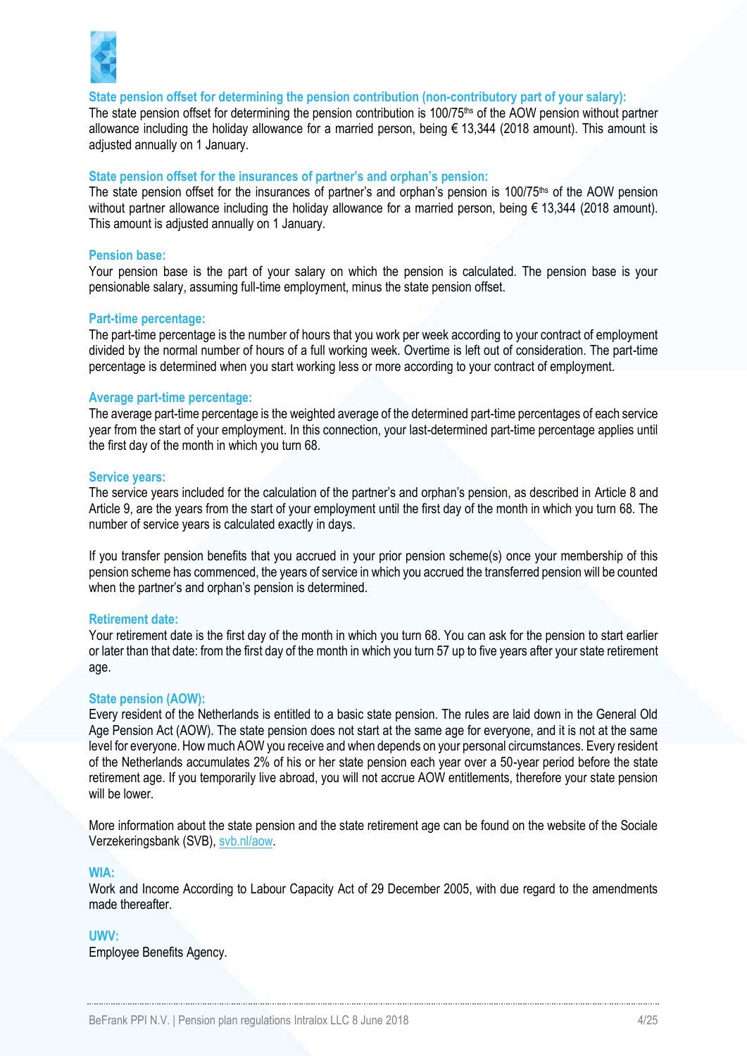**State pension offset for determining the pension contribution (non-contributory part of your salary):**
The state pension offset for determining the pension contribution is 100/75ths of the AOW pension without partner allowance including the holiday allowance for a married person, being € 13,344 (2018 amount). This amount is adjusted annually on 1 January.

**State pension offset for the insurances of partner's and orphan's pension:**
The state pension offset for the insurances of partner's and orphan's pension is 100/75ths of the AOW pension without partner allowance including the holiday allowance for a married person, being € 13,344 (2018 amount). This amount is adjusted annually on 1 January.

**Pension base:**
Your pension base is the part of your salary on which the pension is calculated. The pension base is your pensionable salary, assuming full-time employment, minus the state pension offset.

**Part-time percentage:**
The part-time percentage is the number of hours that you work per week according to your contract of employment divided by the normal number of hours of a full working week. Overtime is left out of consideration. The part-time percentage is determined when you start working less or more according to your contract of employment.

**Average part-time percentage:**
The average part-time percentage is the weighted average of the determined part-time percentages of each service year from the start of your employment. In this connection, your last-determined part-time percentage applies until the first day of the month in which you turn 68.

**Service years:**
The service years included for the calculation of the partner's and orphan's pension, as described in Article 8 and Article 9, are the years from the start of your employment until the first day of the month in which you turn 68. The number of service years is calculated exactly in days.

If you transfer pension benefits that you accrued in your prior pension scheme(s) once your membership of this pension scheme has commenced, the years of service in which you accrued the transferred pension will be counted when the partner's and orphan's pension is determined.

**Retirement date:**
Your retirement date is the first day of the month in which you turn 68. You can ask for the pension to start earlier or later than that date: from the first day of the month in which you turn 57 up to five years after your state retirement age.

**State pension (AOW):**
Every resident of the Netherlands is entitled to a basic state pension. The rules are laid down in the General Old Age Pension Act (AOW). The state pension does not start at the same age for everyone, and it is not at the same level for everyone. How much AOW you receive and when depends on your personal circumstances. Every resident of the Netherlands accumulates 2% of his or her state pension each year over a 50-year period before the state retirement age. If you temporarily live abroad, you will not accrue AOW entitlements, therefore your state pension will be lower.

More information about the state pension and the state retirement age can be found on the website of the Sociale Verzekeringsbank (SVB), svb.nl/aow.

**WIA:**
Work and Income According to Labour Capacity Act of 29 December 2005, with due regard to the amendments made thereafter.

**UWV:**
Employee Benefits Agency.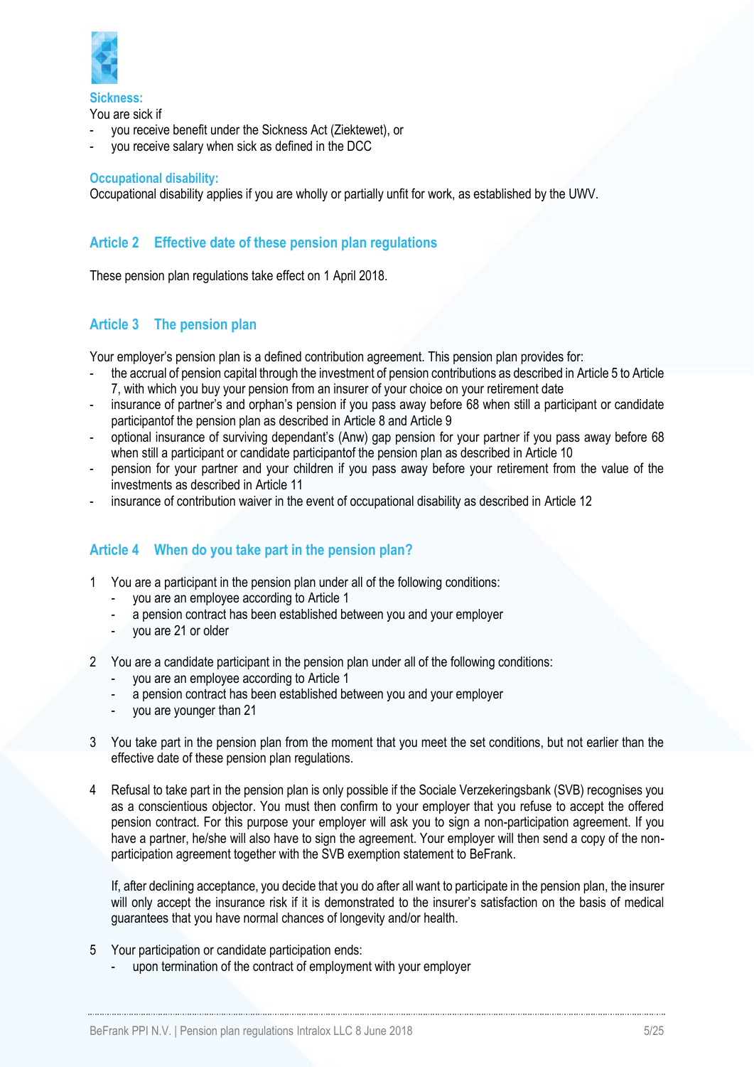**Sickness:**

You are sick if

- you receive benefit under the Sickness Act (Ziektewet), or
- you receive salary when sick as defined in the DCC

**Occupational disability:**

Occupational disability applies if you are wholly or partially unfit for work, as established by the UWV.

## Article 2 Effective date of these pension plan regulations

These pension plan regulations take effect on 1 April 2018.

## Article 3 The pension plan

Your employer's pension plan is a defined contribution agreement. This pension plan provides for:

- the accrual of pension capital through the investment of pension contributions as described in Article 5 to Article 7, with which you buy your pension from an insurer of your choice on your retirement date
- insurance of partner's and orphan's pension if you pass away before 68 when still a participant or candidate participantof the pension plan as described in Article 8 and Article 9
- optional insurance of surviving dependant's (Anw) gap pension for your partner if you pass away before 68 when still a participant or candidate participantof the pension plan as described in Article 10
- pension for your partner and your children if you pass away before your retirement from the value of the investments as described in Article 11
- insurance of contribution waiver in the event of occupational disability as described in Article 12

## Article 4 When do you take part in the pension plan?

1. You are a participant in the pension plan under all of the following conditions:
   - you are an employee according to Article 1
   - a pension contract has been established between you and your employer
   - you are 21 or older

2. You are a candidate participant in the pension plan under all of the following conditions:
   - you are an employee according to Article 1
   - a pension contract has been established between you and your employer
   - you are younger than 21

3. You take part in the pension plan from the moment that you meet the set conditions, but not earlier than the effective date of these pension plan regulations.

4. Refusal to take part in the pension plan is only possible if the Sociale Verzekeringsbank (SVB) recognises you as a conscientious objector. You must then confirm to your employer that you refuse to accept the offered pension contract. For this purpose your employer will ask you to sign a non-participation agreement. If you have a partner, he/she will also have to sign the agreement. Your employer will then send a copy of the non-participation agreement together with the SVB exemption statement to BeFrank.

   If, after declining acceptance, you decide that you do after all want to participate in the pension plan, the insurer will only accept the insurance risk if it is demonstrated to the insurer's satisfaction on the basis of medical guarantees that you have normal chances of longevity and/or health.

5. Your participation or candidate participation ends:
   - upon termination of the contract of employment with your employer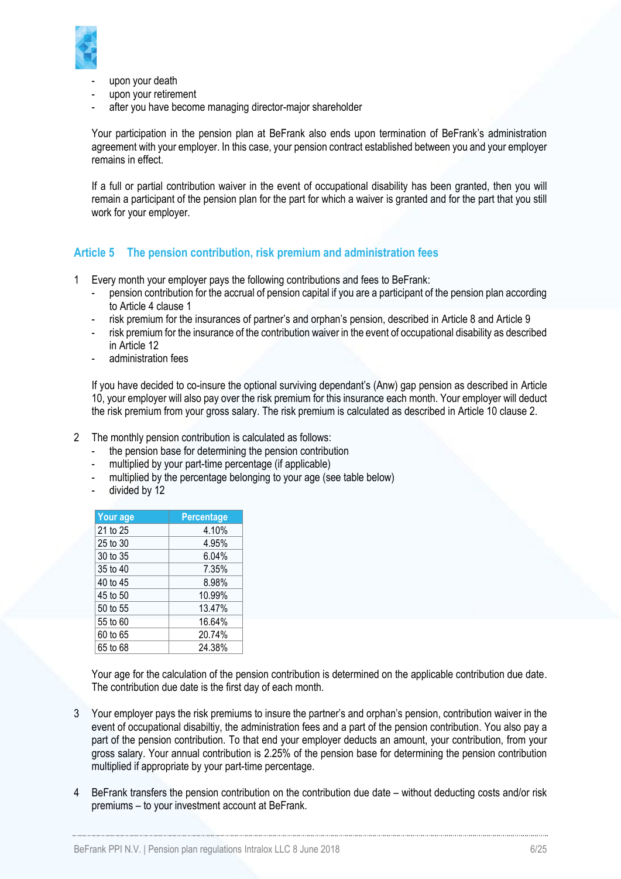- upon your death
- upon your retirement
- after you have become managing director-major shareholder

Your participation in the pension plan at BeFrank also ends upon termination of BeFrank's administration agreement with your employer. In this case, your pension contract established between you and your employer remains in effect.

If a full or partial contribution waiver in the event of occupational disability has been granted, then you will remain a participant of the pension plan for the part for which a waiver is granted and for the part that you still work for your employer.

## Article 5 The pension contribution, risk premium and administration fees

1 Every month your employer pays the following contributions and fees to BeFrank:
   - pension contribution for the accrual of pension capital if you are a participant of the pension plan according to Article 4 clause 1
   - risk premium for the insurances of partner's and orphan's pension, described in Article 8 and Article 9
   - risk premium for the insurance of the contribution waiver in the event of occupational disability as described in Article 12
   - administration fees

   If you have decided to co-insure the optional surviving dependant's (Anw) gap pension as described in Article 10, your employer will also pay over the risk premium for this insurance each month. Your employer will deduct the risk premium from your gross salary. The risk premium is calculated as described in Article 10 clause 2.

2 The monthly pension contribution is calculated as follows:
   - the pension base for determining the pension contribution
   - multiplied by your part-time percentage (if applicable)
   - multiplied by the percentage belonging to your age (see table below)
   - divided by 12

| Your age | Percentage |
| --- | --- |
| 21 to 25 | 4.10% |
| 25 to 30 | 4.95% |
| 30 to 35 | 6.04% |
| 35 to 40 | 7.35% |
| 40 to 45 | 8.98% |
| 45 to 50 | 10.99% |
| 50 to 55 | 13.47% |
| 55 to 60 | 16.64% |
| 60 to 65 | 20.74% |
| 65 to 68 | 24.38% |

   Your age for the calculation of the pension contribution is determined on the applicable contribution due date. The contribution due date is the first day of each month.

3 Your employer pays the risk premiums to insure the partner's and orphan's pension, contribution waiver in the event of occupational disabiltiy, the administration fees and a part of the pension contribution. You also pay a part of the pension contribution. To that end your employer deducts an amount, your contribution, from your gross salary. Your annual contribution is 2.25% of the pension base for determining the pension contribution multiplied if appropriate by your part-time percentage.

4 BeFrank transfers the pension contribution on the contribution due date – without deducting costs and/or risk premiums – to your investment account at BeFrank.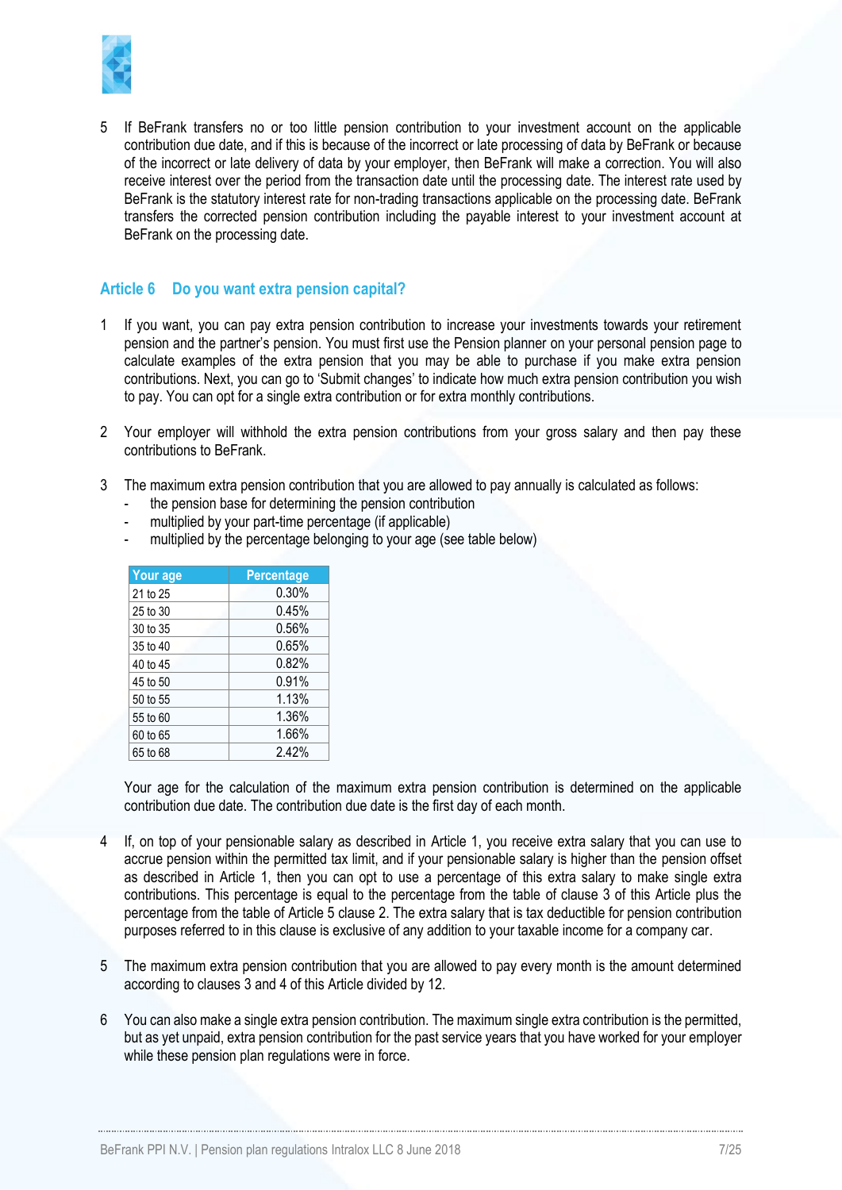5 If BeFrank transfers no or too little pension contribution to your investment account on the applicable contribution due date, and if this is because of the incorrect or late processing of data by BeFrank or because of the incorrect or late delivery of data by your employer, then BeFrank will make a correction. You will also receive interest over the period from the transaction date until the processing date. The interest rate used by BeFrank is the statutory interest rate for non-trading transactions applicable on the processing date. BeFrank transfers the corrected pension contribution including the payable interest to your investment account at BeFrank on the processing date.

## Article 6 Do you want extra pension capital?

1 If you want, you can pay extra pension contribution to increase your investments towards your retirement pension and the partner's pension. You must first use the Pension planner on your personal pension page to calculate examples of the extra pension that you may be able to purchase if you make extra pension contributions. Next, you can go to 'Submit changes' to indicate how much extra pension contribution you wish to pay. You can opt for a single extra contribution or for extra monthly contributions.

2 Your employer will withhold the extra pension contributions from your gross salary and then pay these contributions to BeFrank.

3 The maximum extra pension contribution that you are allowed to pay annually is calculated as follows:
   - the pension base for determining the pension contribution
   - multiplied by your part-time percentage (if applicable)
   - multiplied by the percentage belonging to your age (see table below)

| Your age | Percentage |
|---|---|
| 21 to 25 | 0.30% |
| 25 to 30 | 0.45% |
| 30 to 35 | 0.56% |
| 35 to 40 | 0.65% |
| 40 to 45 | 0.82% |
| 45 to 50 | 0.91% |
| 50 to 55 | 1.13% |
| 55 to 60 | 1.36% |
| 60 to 65 | 1.66% |
| 65 to 68 | 2.42% |

   Your age for the calculation of the maximum extra pension contribution is determined on the applicable contribution due date. The contribution due date is the first day of each month.

4 If, on top of your pensionable salary as described in Article 1, you receive extra salary that you can use to accrue pension within the permitted tax limit, and if your pensionable salary is higher than the pension offset as described in Article 1, then you can opt to use a percentage of this extra salary to make single extra contributions. This percentage is equal to the percentage from the table of clause 3 of this Article plus the percentage from the table of Article 5 clause 2. The extra salary that is tax deductible for pension contribution purposes referred to in this clause is exclusive of any addition to your taxable income for a company car.

5 The maximum extra pension contribution that you are allowed to pay every month is the amount determined according to clauses 3 and 4 of this Article divided by 12.

6 You can also make a single extra pension contribution. The maximum single extra contribution is the permitted, but as yet unpaid, extra pension contribution for the past service years that you have worked for your employer while these pension plan regulations were in force.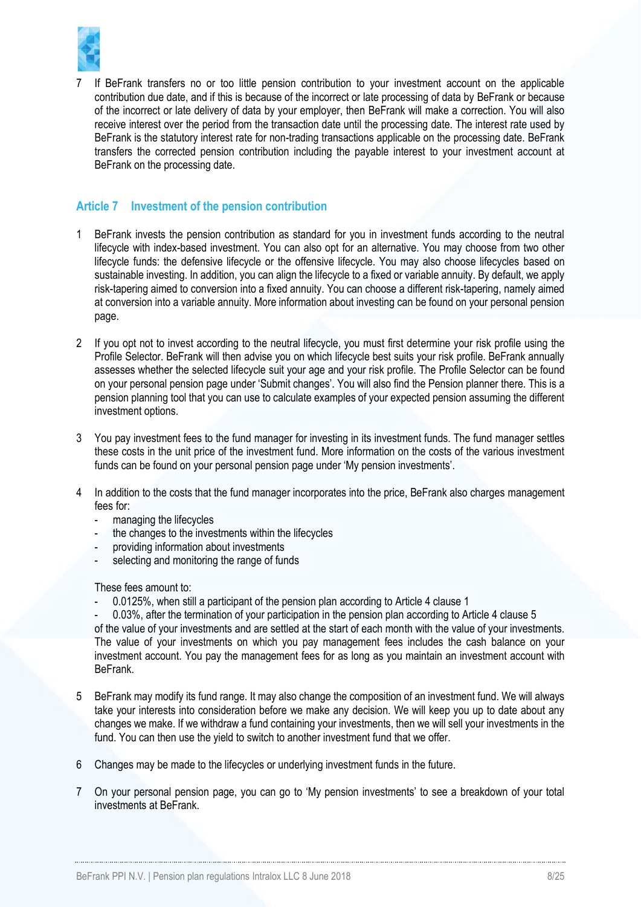7 If BeFrank transfers no or too little pension contribution to your investment account on the applicable contribution due date, and if this is because of the incorrect or late processing of data by BeFrank or because of the incorrect or late delivery of data by your employer, then BeFrank will make a correction. You will also receive interest over the period from the transaction date until the processing date. The interest rate used by BeFrank is the statutory interest rate for non-trading transactions applicable on the processing date. BeFrank transfers the corrected pension contribution including the payable interest to your investment account at BeFrank on the processing date.

## Article 7 Investment of the pension contribution

1 BeFrank invests the pension contribution as standard for you in investment funds according to the neutral lifecycle with index-based investment. You can also opt for an alternative. You may choose from two other lifecycle funds: the defensive lifecycle or the offensive lifecycle. You may also choose lifecycles based on sustainable investing. In addition, you can align the lifecycle to a fixed or variable annuity. By default, we apply risk-tapering aimed to conversion into a fixed annuity. You can choose a different risk-tapering, namely aimed at conversion into a variable annuity. More information about investing can be found on your personal pension page.

2 If you opt not to invest according to the neutral lifecycle, you must first determine your risk profile using the Profile Selector. BeFrank will then advise you on which lifecycle best suits your risk profile. BeFrank annually assesses whether the selected lifecycle suit your age and your risk profile. The Profile Selector can be found on your personal pension page under 'Submit changes'. You will also find the Pension planner there. This is a pension planning tool that you can use to calculate examples of your expected pension assuming the different investment options.

3 You pay investment fees to the fund manager for investing in its investment funds. The fund manager settles these costs in the unit price of the investment fund. More information on the costs of the various investment funds can be found on your personal pension page under 'My pension investments'.

4 In addition to the costs that the fund manager incorporates into the price, BeFrank also charges management fees for:
- managing the lifecycles
- the changes to the investments within the lifecycles
- providing information about investments
- selecting and monitoring the range of funds

These fees amount to:
- 0.0125%, when still a participant of the pension plan according to Article 4 clause 1
- 0.03%, after the termination of your participation in the pension plan according to Article 4 clause 5

of the value of your investments and are settled at the start of each month with the value of your investments. The value of your investments on which you pay management fees includes the cash balance on your investment account. You pay the management fees for as long as you maintain an investment account with BeFrank.

5 BeFrank may modify its fund range. It may also change the composition of an investment fund. We will always take your interests into consideration before we make any decision. We will keep you up to date about any changes we make. If we withdraw a fund containing your investments, then we will sell your investments in the fund. You can then use the yield to switch to another investment fund that we offer.

6 Changes may be made to the lifecycles or underlying investment funds in the future.

7 On your personal pension page, you can go to 'My pension investments' to see a breakdown of your total investments at BeFrank.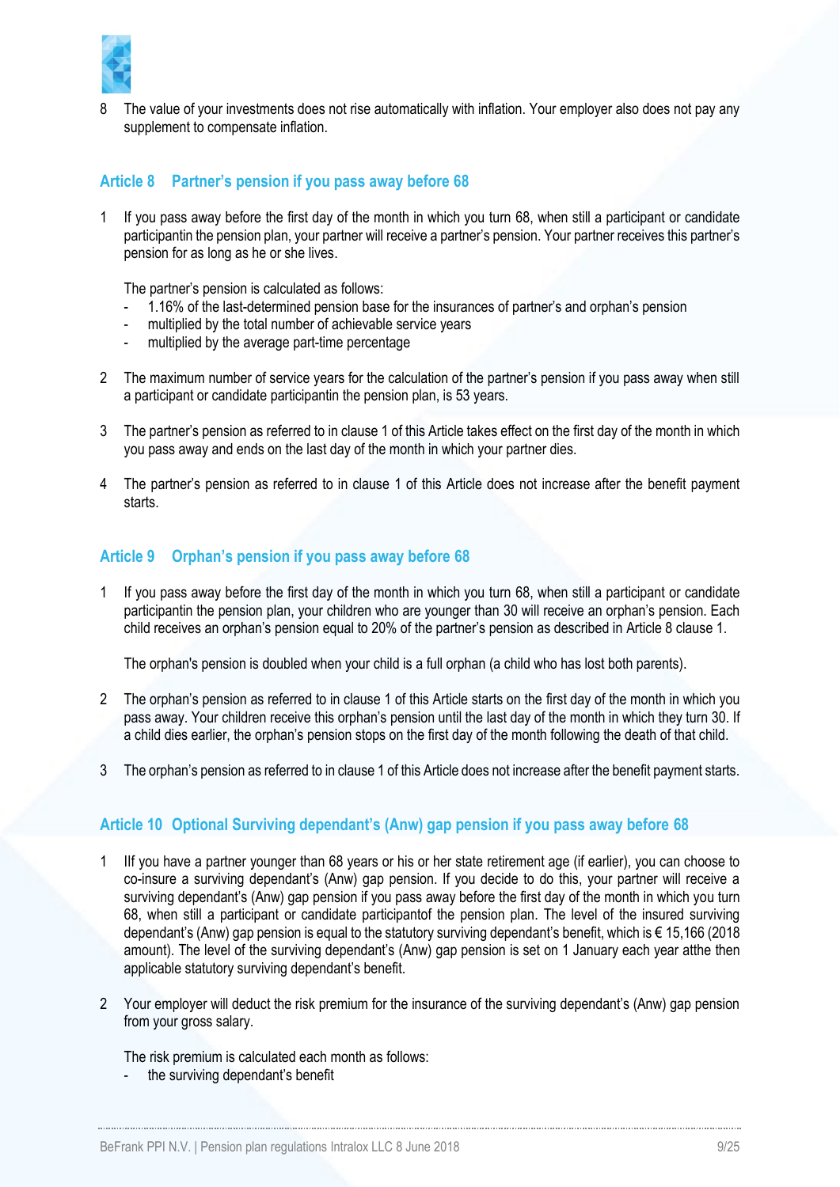8 The value of your investments does not rise automatically with inflation. Your employer also does not pay any supplement to compensate inflation.

## Article 8 Partner's pension if you pass away before 68

1 If you pass away before the first day of the month in which you turn 68, when still a participant or candidate participantin the pension plan, your partner will receive a partner's pension. Your partner receives this partner's pension for as long as he or she lives.

The partner's pension is calculated as follows:
- 1.16% of the last-determined pension base for the insurances of partner's and orphan's pension
- multiplied by the total number of achievable service years
- multiplied by the average part-time percentage

2 The maximum number of service years for the calculation of the partner's pension if you pass away when still a participant or candidate participantin the pension plan, is 53 years.

3 The partner's pension as referred to in clause 1 of this Article takes effect on the first day of the month in which you pass away and ends on the last day of the month in which your partner dies.

4 The partner's pension as referred to in clause 1 of this Article does not increase after the benefit payment starts.

## Article 9 Orphan's pension if you pass away before 68

1 If you pass away before the first day of the month in which you turn 68, when still a participant or candidate participantin the pension plan, your children who are younger than 30 will receive an orphan's pension. Each child receives an orphan's pension equal to 20% of the partner's pension as described in Article 8 clause 1.

The orphan's pension is doubled when your child is a full orphan (a child who has lost both parents).

2 The orphan's pension as referred to in clause 1 of this Article starts on the first day of the month in which you pass away. Your children receive this orphan's pension until the last day of the month in which they turn 30. If a child dies earlier, the orphan's pension stops on the first day of the month following the death of that child.

3 The orphan's pension as referred to in clause 1 of this Article does not increase after the benefit payment starts.

## Article 10 Optional Surviving dependant's (Anw) gap pension if you pass away before 68

1 IIf you have a partner younger than 68 years or his or her state retirement age (if earlier), you can choose to co-insure a surviving dependant's (Anw) gap pension. If you decide to do this, your partner will receive a surviving dependant's (Anw) gap pension if you pass away before the first day of the month in which you turn 68, when still a participant or candidate participantof the pension plan. The level of the insured surviving dependant's (Anw) gap pension is equal to the statutory surviving dependant's benefit, which is € 15,166 (2018 amount). The level of the surviving dependant's (Anw) gap pension is set on 1 January each year atthe then applicable statutory surviving dependant's benefit.

2 Your employer will deduct the risk premium for the insurance of the surviving dependant's (Anw) gap pension from your gross salary.

The risk premium is calculated each month as follows:
- the surviving dependant's benefit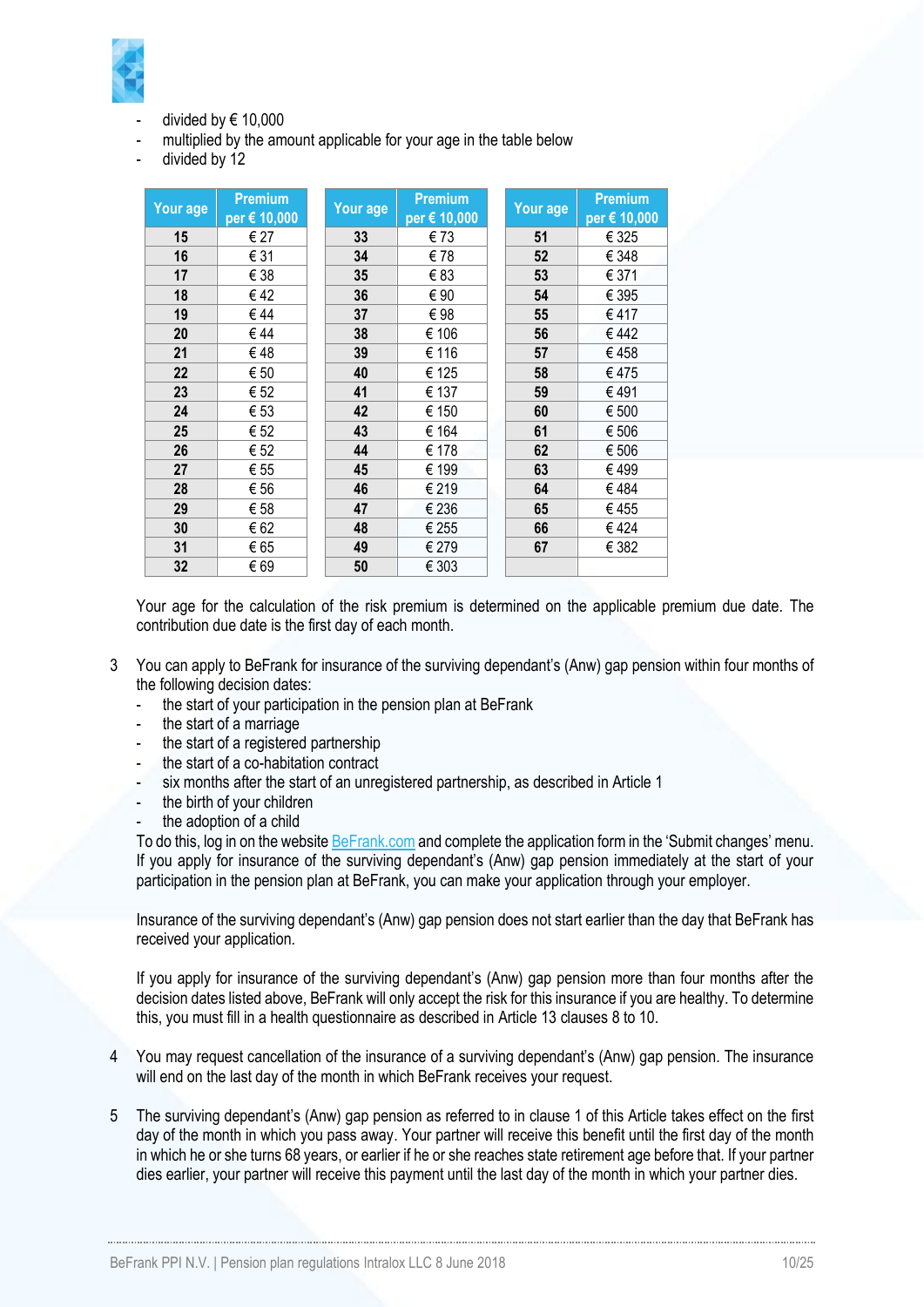- divided by € 10,000
- multiplied by the amount applicable for your age in the table below
- divided by 12

| Your age | Premium per € 10,000 | Your age | Premium per € 10,000 | Your age | Premium per € 10,000 |
|---|---|---|---|---|---|
| 15 | € 27 | 33 | € 73 | 51 | € 325 |
| 16 | € 31 | 34 | € 78 | 52 | € 348 |
| 17 | € 38 | 35 | € 83 | 53 | € 371 |
| 18 | € 42 | 36 | € 90 | 54 | € 395 |
| 19 | € 44 | 37 | € 98 | 55 | € 417 |
| 20 | € 44 | 38 | € 106 | 56 | € 442 |
| 21 | € 48 | 39 | € 116 | 57 | € 458 |
| 22 | € 50 | 40 | € 125 | 58 | € 475 |
| 23 | € 52 | 41 | € 137 | 59 | € 491 |
| 24 | € 53 | 42 | € 150 | 60 | € 500 |
| 25 | € 52 | 43 | € 164 | 61 | € 506 |
| 26 | € 52 | 44 | € 178 | 62 | € 506 |
| 27 | € 55 | 45 | € 199 | 63 | € 499 |
| 28 | € 56 | 46 | € 219 | 64 | € 484 |
| 29 | € 58 | 47 | € 236 | 65 | € 455 |
| 30 | € 62 | 48 | € 255 | 66 | € 424 |
| 31 | € 65 | 49 | € 279 | 67 | € 382 |
| 32 | € 69 | 50 | € 303 | | |

Your age for the calculation of the risk premium is determined on the applicable premium due date. The contribution due date is the first day of each month.

3 You can apply to BeFrank for insurance of the surviving dependant's (Anw) gap pension within four months of the following decision dates:
- the start of your participation in the pension plan at BeFrank
- the start of a marriage
- the start of a registered partnership
- the start of a co-habitation contract
- six months after the start of an unregistered partnership, as described in Article 1
- the birth of your children
- the adoption of a child

To do this, log in on the website BeFrank.com and complete the application form in the 'Submit changes' menu. If you apply for insurance of the surviving dependant's (Anw) gap pension immediately at the start of your participation in the pension plan at BeFrank, you can make your application through your employer.

Insurance of the surviving dependant's (Anw) gap pension does not start earlier than the day that BeFrank has received your application.

If you apply for insurance of the surviving dependant's (Anw) gap pension more than four months after the decision dates listed above, BeFrank will only accept the risk for this insurance if you are healthy. To determine this, you must fill in a health questionnaire as described in Article 13 clauses 8 to 10.

4 You may request cancellation of the insurance of a surviving dependant's (Anw) gap pension. The insurance will end on the last day of the month in which BeFrank receives your request.

5 The surviving dependant's (Anw) gap pension as referred to in clause 1 of this Article takes effect on the first day of the month in which you pass away. Your partner will receive this benefit until the first day of the month in which he or she turns 68 years, or earlier if he or she reaches state retirement age before that. If your partner dies earlier, your partner will receive this payment until the last day of the month in which your partner dies.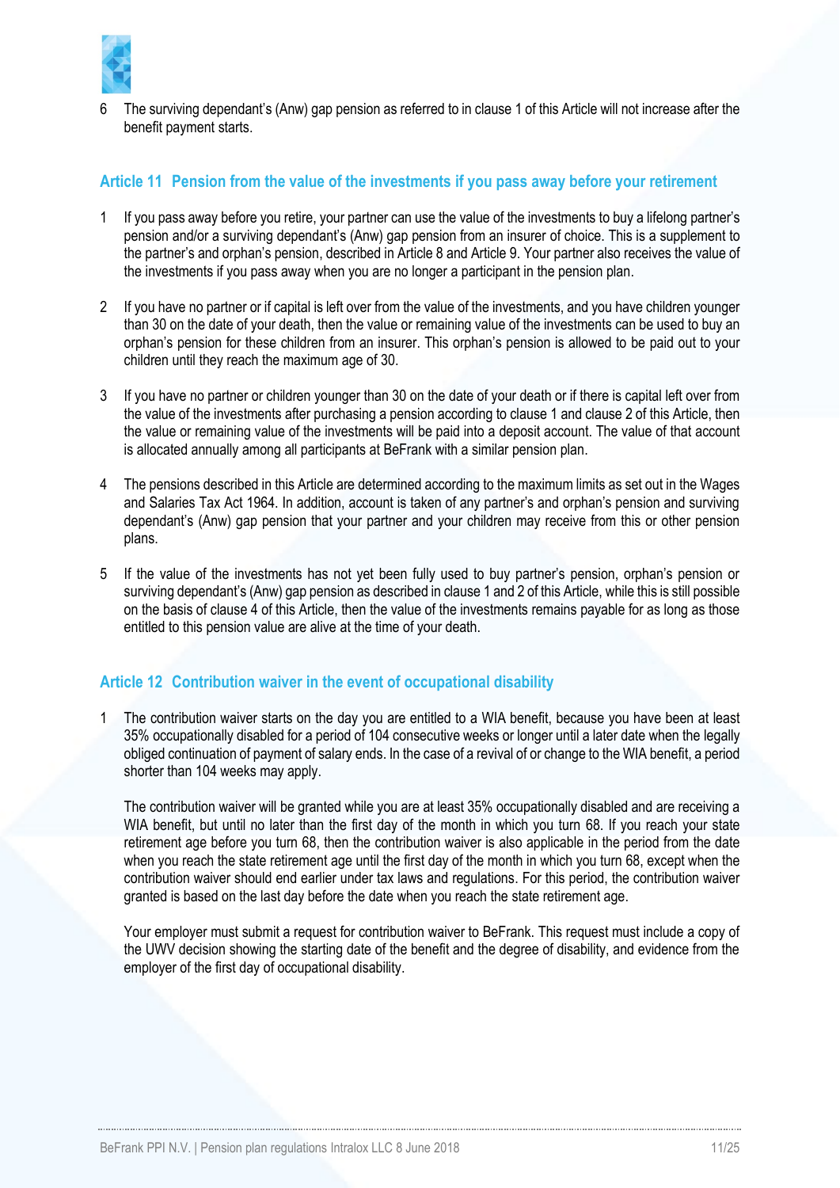6 The surviving dependant's (Anw) gap pension as referred to in clause 1 of this Article will not increase after the benefit payment starts.

## Article 11 Pension from the value of the investments if you pass away before your retirement

1 If you pass away before you retire, your partner can use the value of the investments to buy a lifelong partner's pension and/or a surviving dependant's (Anw) gap pension from an insurer of choice. This is a supplement to the partner's and orphan's pension, described in Article 8 and Article 9. Your partner also receives the value of the investments if you pass away when you are no longer a participant in the pension plan.

2 If you have no partner or if capital is left over from the value of the investments, and you have children younger than 30 on the date of your death, then the value or remaining value of the investments can be used to buy an orphan's pension for these children from an insurer. This orphan's pension is allowed to be paid out to your children until they reach the maximum age of 30.

3 If you have no partner or children younger than 30 on the date of your death or if there is capital left over from the value of the investments after purchasing a pension according to clause 1 and clause 2 of this Article, then the value or remaining value of the investments will be paid into a deposit account. The value of that account is allocated annually among all participants at BeFrank with a similar pension plan.

4 The pensions described in this Article are determined according to the maximum limits as set out in the Wages and Salaries Tax Act 1964. In addition, account is taken of any partner's and orphan's pension and surviving dependant's (Anw) gap pension that your partner and your children may receive from this or other pension plans.

5 If the value of the investments has not yet been fully used to buy partner's pension, orphan's pension or surviving dependant's (Anw) gap pension as described in clause 1 and 2 of this Article, while this is still possible on the basis of clause 4 of this Article, then the value of the investments remains payable for as long as those entitled to this pension value are alive at the time of your death.

## Article 12 Contribution waiver in the event of occupational disability

1 The contribution waiver starts on the day you are entitled to a WIA benefit, because you have been at least 35% occupationally disabled for a period of 104 consecutive weeks or longer until a later date when the legally obliged continuation of payment of salary ends. In the case of a revival of or change to the WIA benefit, a period shorter than 104 weeks may apply.

The contribution waiver will be granted while you are at least 35% occupationally disabled and are receiving a WIA benefit, but until no later than the first day of the month in which you turn 68. If you reach your state retirement age before you turn 68, then the contribution waiver is also applicable in the period from the date when you reach the state retirement age until the first day of the month in which you turn 68, except when the contribution waiver should end earlier under tax laws and regulations. For this period, the contribution waiver granted is based on the last day before the date when you reach the state retirement age.

Your employer must submit a request for contribution waiver to BeFrank. This request must include a copy of the UWV decision showing the starting date of the benefit and the degree of disability, and evidence from the employer of the first day of occupational disability.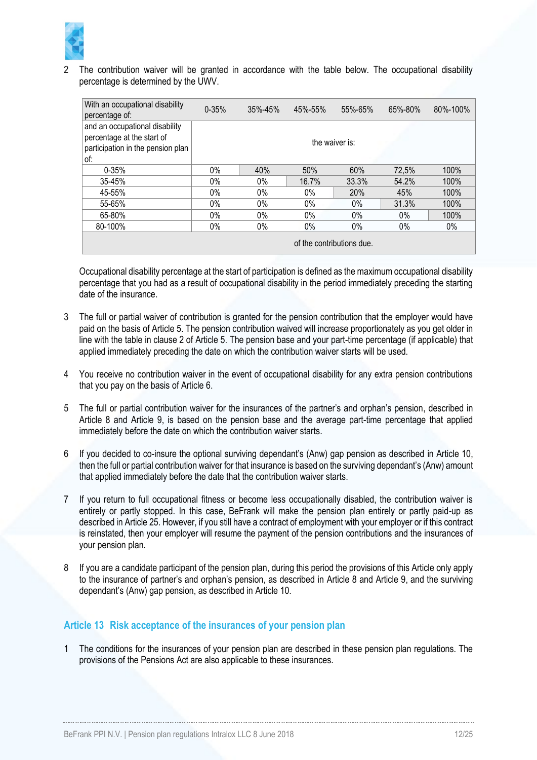2 The contribution waiver will be granted in accordance with the table below. The occupational disability percentage is determined by the UWV.

| With an occupational disability percentage of: | 0-35% | 35%-45% | 45%-55% | 55%-65% | 65%-80% | 80%-100% |
|---|---|---|---|---|---|---|
| and an occupational disability percentage at the start of participation in the pension plan of: | the waiver is: | | | | | |
| 0-35% | 0% | 40% | 50% | 60% | 72,5% | 100% |
| 35-45% | 0% | 0% | 16.7% | 33.3% | 54.2% | 100% |
| 45-55% | 0% | 0% | 0% | 20% | 45% | 100% |
| 55-65% | 0% | 0% | 0% | 0% | 31.3% | 100% |
| 65-80% | 0% | 0% | 0% | 0% | 0% | 100% |
| 80-100% | 0% | 0% | 0% | 0% | 0% | 0% |
| | of the contributions due. | | | | | |

Occupational disability percentage at the start of participation is defined as the maximum occupational disability percentage that you had as a result of occupational disability in the period immediately preceding the starting date of the insurance.

3 The full or partial waiver of contribution is granted for the pension contribution that the employer would have paid on the basis of Article 5. The pension contribution waived will increase proportionately as you get older in line with the table in clause 2 of Article 5. The pension base and your part-time percentage (if applicable) that applied immediately preceding the date on which the contribution waiver starts will be used.

4 You receive no contribution waiver in the event of occupational disability for any extra pension contributions that you pay on the basis of Article 6.

5 The full or partial contribution waiver for the insurances of the partner's and orphan's pension, described in Article 8 and Article 9, is based on the pension base and the average part-time percentage that applied immediately before the date on which the contribution waiver starts.

6 If you decided to co-insure the optional surviving dependant's (Anw) gap pension as described in Article 10, then the full or partial contribution waiver for that insurance is based on the surviving dependant's (Anw) amount that applied immediately before the date that the contribution waiver starts.

7 If you return to full occupational fitness or become less occupationally disabled, the contribution waiver is entirely or partly stopped. In this case, BeFrank will make the pension plan entirely or partly paid-up as described in Article 25. However, if you still have a contract of employment with your employer or if this contract is reinstated, then your employer will resume the payment of the pension contributions and the insurances of your pension plan.

8 If you are a candidate participant of the pension plan, during this period the provisions of this Article only apply to the insurance of partner's and orphan's pension, as described in Article 8 and Article 9, and the surviving dependant's (Anw) gap pension, as described in Article 10.

## Article 13 Risk acceptance of the insurances of your pension plan

1 The conditions for the insurances of your pension plan are described in these pension plan regulations. The provisions of the Pensions Act are also applicable to these insurances.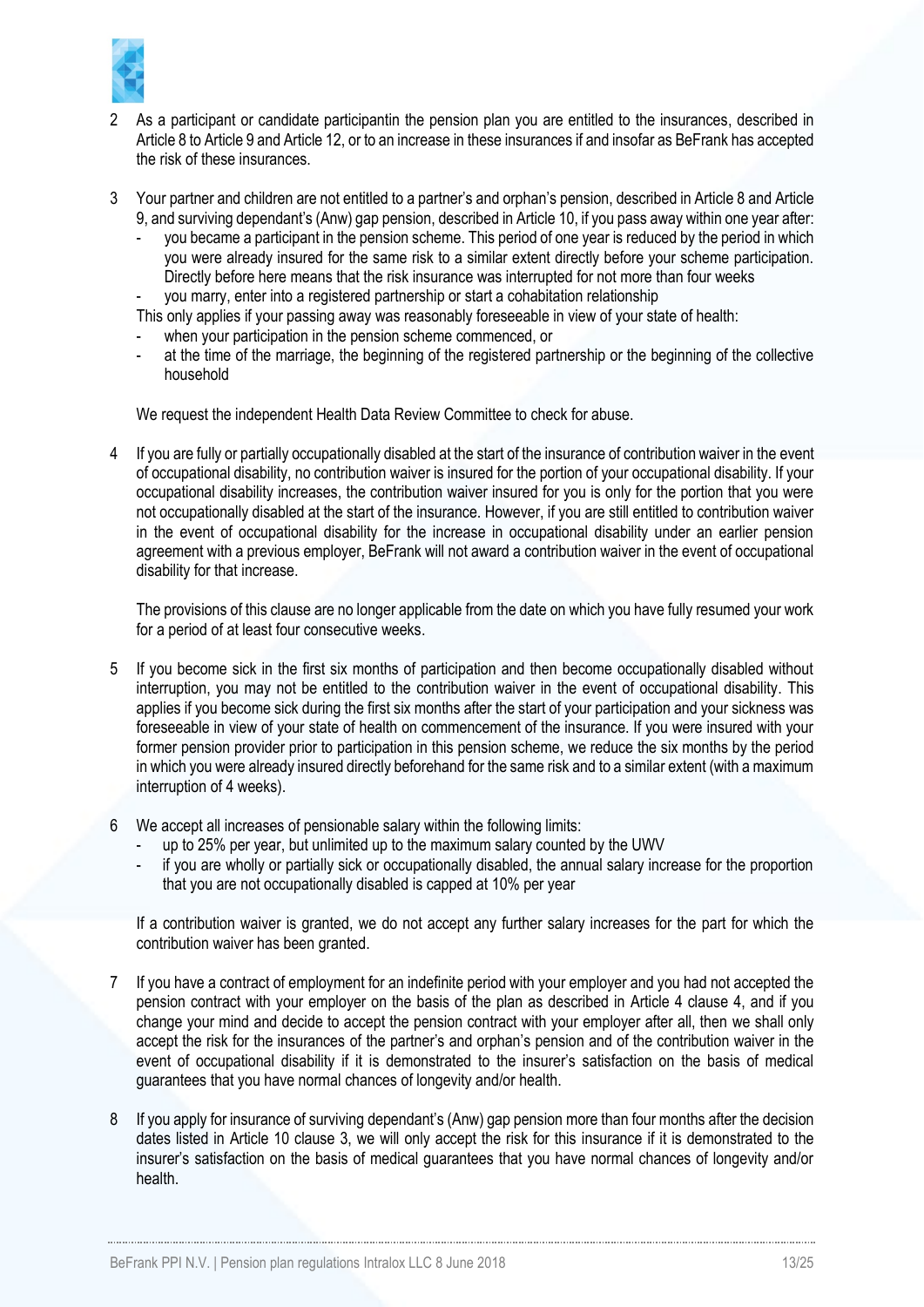2 As a participant or candidate participantin the pension plan you are entitled to the insurances, described in Article 8 to Article 9 and Article 12, or to an increase in these insurances if and insofar as BeFrank has accepted the risk of these insurances.

3 Your partner and children are not entitled to a partner's and orphan's pension, described in Article 8 and Article 9, and surviving dependant's (Anw) gap pension, described in Article 10, if you pass away within one year after:
   - you became a participant in the pension scheme. This period of one year is reduced by the period in which you were already insured for the same risk to a similar extent directly before your scheme participation. Directly before here means that the risk insurance was interrupted for not more than four weeks
   - you marry, enter into a registered partnership or start a cohabitation relationship

   This only applies if your passing away was reasonably foreseeable in view of your state of health:
   - when your participation in the pension scheme commenced, or
   - at the time of the marriage, the beginning of the registered partnership or the beginning of the collective household

   We request the independent Health Data Review Committee to check for abuse.

4 If you are fully or partially occupationally disabled at the start of the insurance of contribution waiver in the event of occupational disability, no contribution waiver is insured for the portion of your occupational disability. If your occupational disability increases, the contribution waiver insured for you is only for the portion that you were not occupationally disabled at the start of the insurance. However, if you are still entitled to contribution waiver in the event of occupational disability for the increase in occupational disability under an earlier pension agreement with a previous employer, BeFrank will not award a contribution waiver in the event of occupational disability for that increase.

   The provisions of this clause are no longer applicable from the date on which you have fully resumed your work for a period of at least four consecutive weeks.

5 If you become sick in the first six months of participation and then become occupationally disabled without interruption, you may not be entitled to the contribution waiver in the event of occupational disability. This applies if you become sick during the first six months after the start of your participation and your sickness was foreseeable in view of your state of health on commencement of the insurance. If you were insured with your former pension provider prior to participation in this pension scheme, we reduce the six months by the period in which you were already insured directly beforehand for the same risk and to a similar extent (with a maximum interruption of 4 weeks).

6 We accept all increases of pensionable salary within the following limits:
   - up to 25% per year, but unlimited up to the maximum salary counted by the UWV
   - if you are wholly or partially sick or occupationally disabled, the annual salary increase for the proportion that you are not occupationally disabled is capped at 10% per year

   If a contribution waiver is granted, we do not accept any further salary increases for the part for which the contribution waiver has been granted.

7 If you have a contract of employment for an indefinite period with your employer and you had not accepted the pension contract with your employer on the basis of the plan as described in Article 4 clause 4, and if you change your mind and decide to accept the pension contract with your employer after all, then we shall only accept the risk for the insurances of the partner's and orphan's pension and of the contribution waiver in the event of occupational disability if it is demonstrated to the insurer's satisfaction on the basis of medical guarantees that you have normal chances of longevity and/or health.

8 If you apply for insurance of surviving dependant's (Anw) gap pension more than four months after the decision dates listed in Article 10 clause 3, we will only accept the risk for this insurance if it is demonstrated to the insurer's satisfaction on the basis of medical guarantees that you have normal chances of longevity and/or health.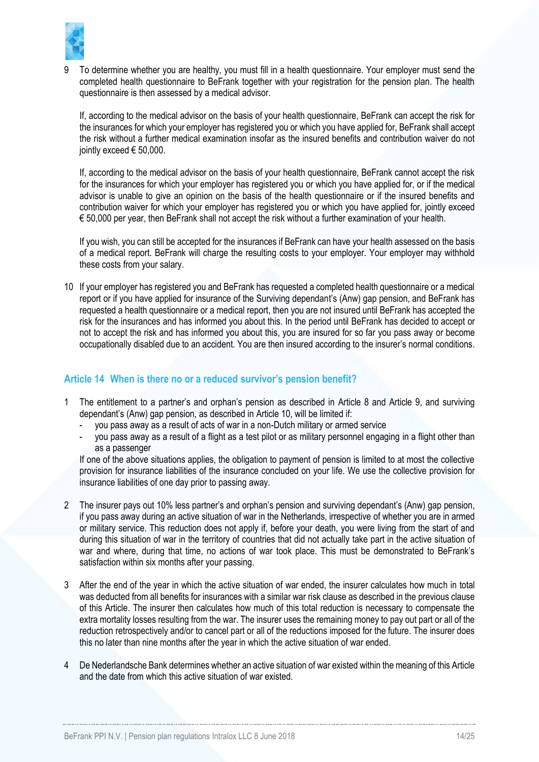9 To determine whether you are healthy, you must fill in a health questionnaire. Your employer must send the completed health questionnaire to BeFrank together with your registration for the pension plan. The health questionnaire is then assessed by a medical advisor.

If, according to the medical advisor on the basis of your health questionnaire, BeFrank can accept the risk for the insurances for which your employer has registered you or which you have applied for, BeFrank shall accept the risk without a further medical examination insofar as the insured benefits and contribution waiver do not jointly exceed € 50,000.

If, according to the medical advisor on the basis of your health questionnaire, BeFrank cannot accept the risk for the insurances for which your employer has registered you or which you have applied for, or if the medical advisor is unable to give an opinion on the basis of the health questionnaire or if the insured benefits and contribution waiver for which your employer has registered you or which you have applied for, jointly exceed € 50,000 per year, then BeFrank shall not accept the risk without a further examination of your health.

If you wish, you can still be accepted for the insurances if BeFrank can have your health assessed on the basis of a medical report. BeFrank will charge the resulting costs to your employer. Your employer may withhold these costs from your salary.

10 If your employer has registered you and BeFrank has requested a completed health questionnaire or a medical report or if you have applied for insurance of the Surviving dependant's (Anw) gap pension, and BeFrank has requested a health questionnaire or a medical report, then you are not insured until BeFrank has accepted the risk for the insurances and has informed you about this. In the period until BeFrank has decided to accept or not to accept the risk and has informed you about this, you are insured for so far you pass away or become occupationally disabled due to an accident. You are then insured according to the insurer's normal conditions.

## Article 14 When is there no or a reduced survivor's pension benefit?

1 The entitlement to a partner's and orphan's pension as described in Article 8 and Article 9, and surviving dependant's (Anw) gap pension, as described in Article 10, will be limited if:
   - you pass away as a result of acts of war in a non-Dutch military or armed service
   - you pass away as a result of a flight as a test pilot or as military personnel engaging in a flight other than as a passenger

   If one of the above situations applies, the obligation to payment of pension is limited to at most the collective provision for insurance liabilities of the insurance concluded on your life. We use the collective provision for insurance liabilities of one day prior to passing away.

2 The insurer pays out 10% less partner's and orphan's pension and surviving dependant's (Anw) gap pension, if you pass away during an active situation of war in the Netherlands, irrespective of whether you are in armed or military service. This reduction does not apply if, before your death, you were living from the start of and during this situation of war in the territory of countries that did not actually take part in the active situation of war and where, during that time, no actions of war took place. This must be demonstrated to BeFrank's satisfaction within six months after your passing.

3 After the end of the year in which the active situation of war ended, the insurer calculates how much in total was deducted from all benefits for insurances with a similar war risk clause as described in the previous clause of this Article. The insurer then calculates how much of this total reduction is necessary to compensate the extra mortality losses resulting from the war. The insurer uses the remaining money to pay out part or all of the reduction retrospectively and/or to cancel part or all of the reductions imposed for the future. The insurer does this no later than nine months after the year in which the active situation of war ended.

4 De Nederlandsche Bank determines whether an active situation of war existed within the meaning of this Article and the date from which this active situation of war existed.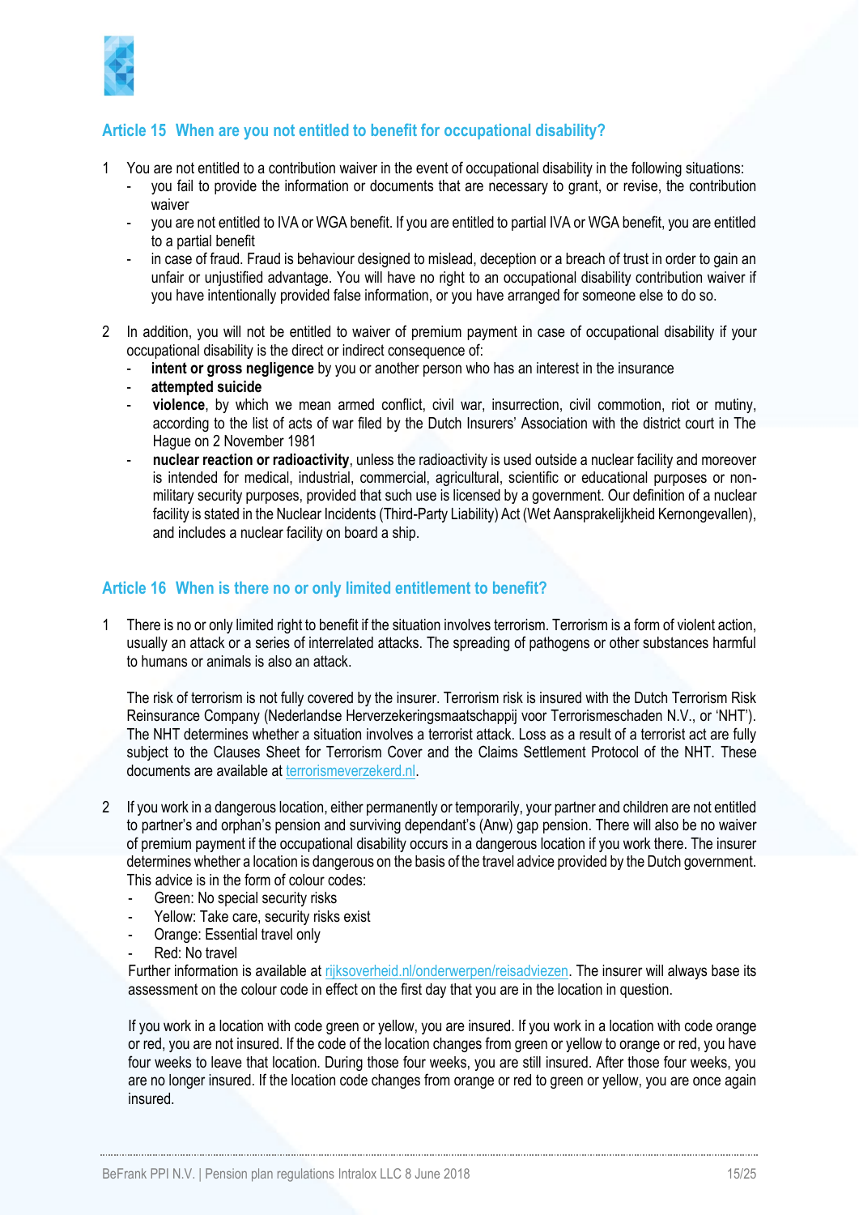## Article 15 When are you not entitled to benefit for occupational disability?

1 You are not entitled to a contribution waiver in the event of occupational disability in the following situations:
   - you fail to provide the information or documents that are necessary to grant, or revise, the contribution waiver
   - you are not entitled to IVA or WGA benefit. If you are entitled to partial IVA or WGA benefit, you are entitled to a partial benefit
   - in case of fraud. Fraud is behaviour designed to mislead, deception or a breach of trust in order to gain an unfair or unjustified advantage. You will have no right to an occupational disability contribution waiver if you have intentionally provided false information, or you have arranged for someone else to do so.

2 In addition, you will not be entitled to waiver of premium payment in case of occupational disability if your occupational disability is the direct or indirect consequence of:
   - **intent or gross negligence** by you or another person who has an interest in the insurance
   - **attempted suicide**
   - **violence**, by which we mean armed conflict, civil war, insurrection, civil commotion, riot or mutiny, according to the list of acts of war filed by the Dutch Insurers' Association with the district court in The Hague on 2 November 1981
   - **nuclear reaction or radioactivity**, unless the radioactivity is used outside a nuclear facility and moreover is intended for medical, industrial, commercial, agricultural, scientific or educational purposes or non-military security purposes, provided that such use is licensed by a government. Our definition of a nuclear facility is stated in the Nuclear Incidents (Third-Party Liability) Act (Wet Aansprakelijkheid Kernongevallen), and includes a nuclear facility on board a ship.

## Article 16 When is there no or only limited entitlement to benefit?

1 There is no or only limited right to benefit if the situation involves terrorism. Terrorism is a form of violent action, usually an attack or a series of interrelated attacks. The spreading of pathogens or other substances harmful to humans or animals is also an attack.

   The risk of terrorism is not fully covered by the insurer. Terrorism risk is insured with the Dutch Terrorism Risk Reinsurance Company (Nederlandse Herverzekeringsmaatschappij voor Terrorismeschaden N.V., or 'NHT'). The NHT determines whether a situation involves a terrorist attack. Loss as a result of a terrorist act are fully subject to the Clauses Sheet for Terrorism Cover and the Claims Settlement Protocol of the NHT. These documents are available at terrorismeverzekerd.nl.

2 If you work in a dangerous location, either permanently or temporarily, your partner and children are not entitled to partner's and orphan's pension and surviving dependant's (Anw) gap pension. There will also be no waiver of premium payment if the occupational disability occurs in a dangerous location if you work there. The insurer determines whether a location is dangerous on the basis of the travel advice provided by the Dutch government. This advice is in the form of colour codes:
   - Green: No special security risks
   - Yellow: Take care, security risks exist
   - Orange: Essential travel only
   - Red: No travel

   Further information is available at rijksoverheid.nl/onderwerpen/reisadviezen. The insurer will always base its assessment on the colour code in effect on the first day that you are in the location in question.

   If you work in a location with code green or yellow, you are insured. If you work in a location with code orange or red, you are not insured. If the code of the location changes from green or yellow to orange or red, you have four weeks to leave that location. During those four weeks, you are still insured. After those four weeks, you are no longer insured. If the location code changes from orange or red to green or yellow, you are once again insured.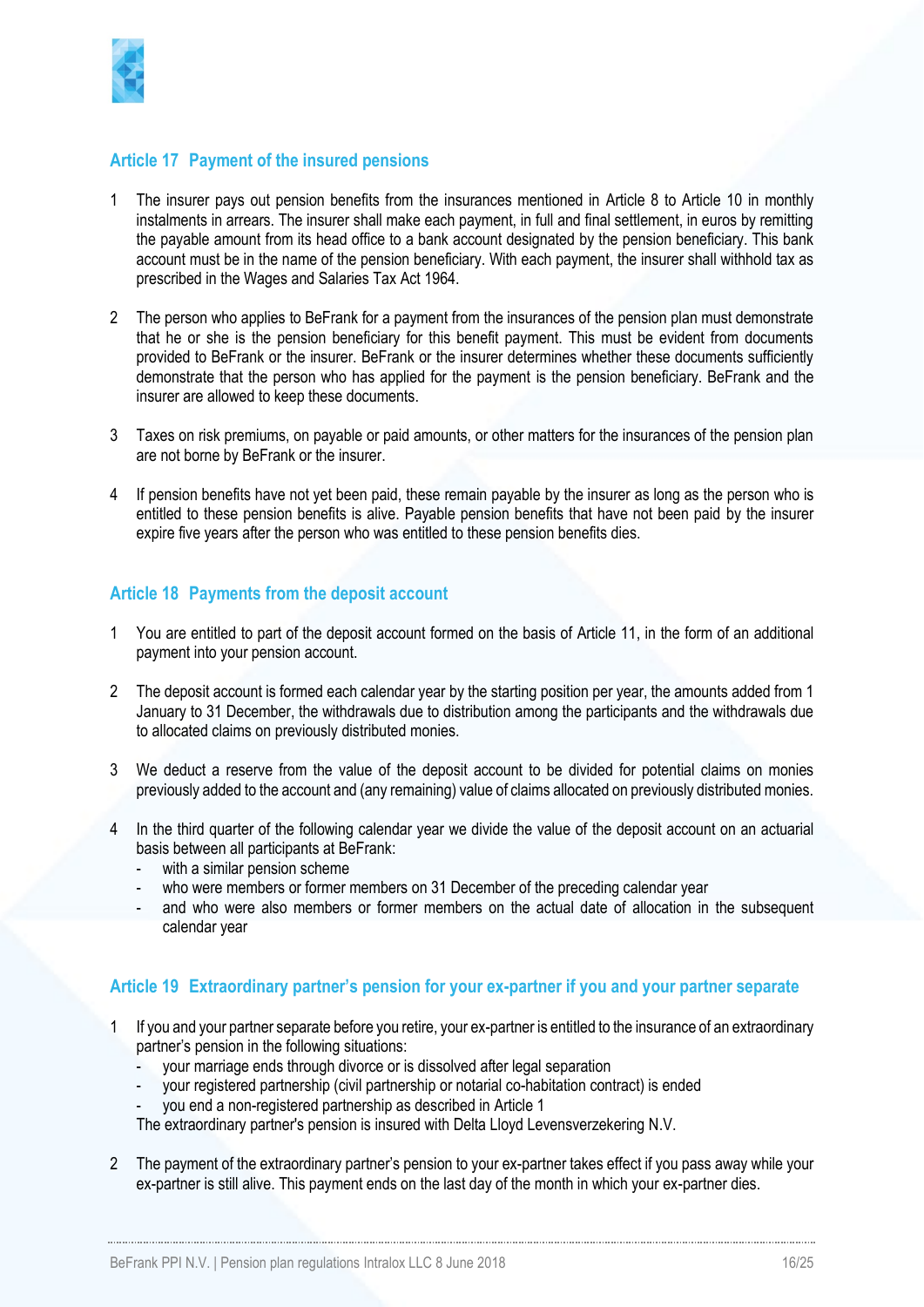## Article 17 Payment of the insured pensions

1. The insurer pays out pension benefits from the insurances mentioned in Article 8 to Article 10 in monthly instalments in arrears. The insurer shall make each payment, in full and final settlement, in euros by remitting the payable amount from its head office to a bank account designated by the pension beneficiary. This bank account must be in the name of the pension beneficiary. With each payment, the insurer shall withhold tax as prescribed in the Wages and Salaries Tax Act 1964.

2. The person who applies to BeFrank for a payment from the insurances of the pension plan must demonstrate that he or she is the pension beneficiary for this benefit payment. This must be evident from documents provided to BeFrank or the insurer. BeFrank or the insurer determines whether these documents sufficiently demonstrate that the person who has applied for the payment is the pension beneficiary. BeFrank and the insurer are allowed to keep these documents.

3. Taxes on risk premiums, on payable or paid amounts, or other matters for the insurances of the pension plan are not borne by BeFrank or the insurer.

4. If pension benefits have not yet been paid, these remain payable by the insurer as long as the person who is entitled to these pension benefits is alive. Payable pension benefits that have not been paid by the insurer expire five years after the person who was entitled to these pension benefits dies.

## Article 18 Payments from the deposit account

1. You are entitled to part of the deposit account formed on the basis of Article 11, in the form of an additional payment into your pension account.

2. The deposit account is formed each calendar year by the starting position per year, the amounts added from 1 January to 31 December, the withdrawals due to distribution among the participants and the withdrawals due to allocated claims on previously distributed monies.

3. We deduct a reserve from the value of the deposit account to be divided for potential claims on monies previously added to the account and (any remaining) value of claims allocated on previously distributed monies.

4. In the third quarter of the following calendar year we divide the value of the deposit account on an actuarial basis between all participants at BeFrank:
   - with a similar pension scheme
   - who were members or former members on 31 December of the preceding calendar year
   - and who were also members or former members on the actual date of allocation in the subsequent calendar year

## Article 19 Extraordinary partner's pension for your ex-partner if you and your partner separate

1. If you and your partner separate before you retire, your ex-partner is entitled to the insurance of an extraordinary partner's pension in the following situations:
   - your marriage ends through divorce or is dissolved after legal separation
   - your registered partnership (civil partnership or notarial co-habitation contract) is ended
   - you end a non-registered partnership as described in Article 1

   The extraordinary partner's pension is insured with Delta Lloyd Levensverzekering N.V.

2. The payment of the extraordinary partner's pension to your ex-partner takes effect if you pass away while your ex-partner is still alive. This payment ends on the last day of the month in which your ex-partner dies.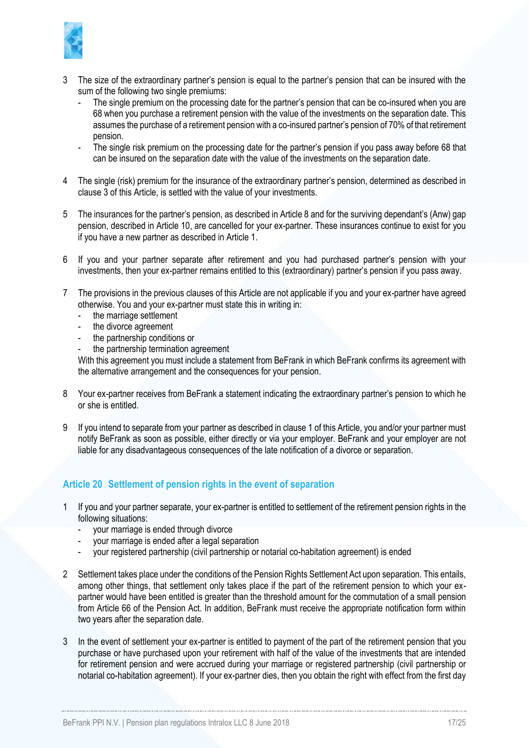3 The size of the extraordinary partner's pension is equal to the partner's pension that can be insured with the sum of the following two single premiums:
   - The single premium on the processing date for the partner's pension that can be co-insured when you are 68 when you purchase a retirement pension with the value of the investments on the separation date. This assumes the purchase of a retirement pension with a co-insured partner's pension of 70% of that retirement pension.
   - The single risk premium on the processing date for the partner's pension if you pass away before 68 that can be insured on the separation date with the value of the investments on the separation date.

4 The single (risk) premium for the insurance of the extraordinary partner's pension, determined as described in clause 3 of this Article, is settled with the value of your investments.

5 The insurances for the partner's pension, as described in Article 8 and for the surviving dependant's (Anw) gap pension, described in Article 10, are cancelled for your ex-partner. These insurances continue to exist for you if you have a new partner as described in Article 1.

6 If you and your partner separate after retirement and you had purchased partner's pension with your investments, then your ex-partner remains entitled to this (extraordinary) partner's pension if you pass away.

7 The provisions in the previous clauses of this Article are not applicable if you and your ex-partner have agreed otherwise. You and your ex-partner must state this in writing in:
   - the marriage settlement
   - the divorce agreement
   - the partnership conditions or
   - the partnership termination agreement

   With this agreement you must include a statement from BeFrank in which BeFrank confirms its agreement with the alternative arrangement and the consequences for your pension.

8 Your ex-partner receives from BeFrank a statement indicating the extraordinary partner's pension to which he or she is entitled.

9 If you intend to separate from your partner as described in clause 1 of this Article, you and/or your partner must notify BeFrank as soon as possible, either directly or via your employer. BeFrank and your employer are not liable for any disadvantageous consequences of the late notification of a divorce or separation.

## Article 20 Settlement of pension rights in the event of separation

1 If you and your partner separate, your ex-partner is entitled to settlement of the retirement pension rights in the following situations:
   - your marriage is ended through divorce
   - your marriage is ended after a legal separation
   - your registered partnership (civil partnership or notarial co-habitation agreement) is ended

2 Settlement takes place under the conditions of the Pension Rights Settlement Act upon separation. This entails, among other things, that settlement only takes place if the part of the retirement pension to which your ex-partner would have been entitled is greater than the threshold amount for the commutation of a small pension from Article 66 of the Pension Act. In addition, BeFrank must receive the appropriate notification form within two years after the separation date.

3 In the event of settlement your ex-partner is entitled to payment of the part of the retirement pension that you purchase or have purchased upon your retirement with half of the value of the investments that are intended for retirement pension and were accrued during your marriage or registered partnership (civil partnership or notarial co-habitation agreement). If your ex-partner dies, then you obtain the right with effect from the first day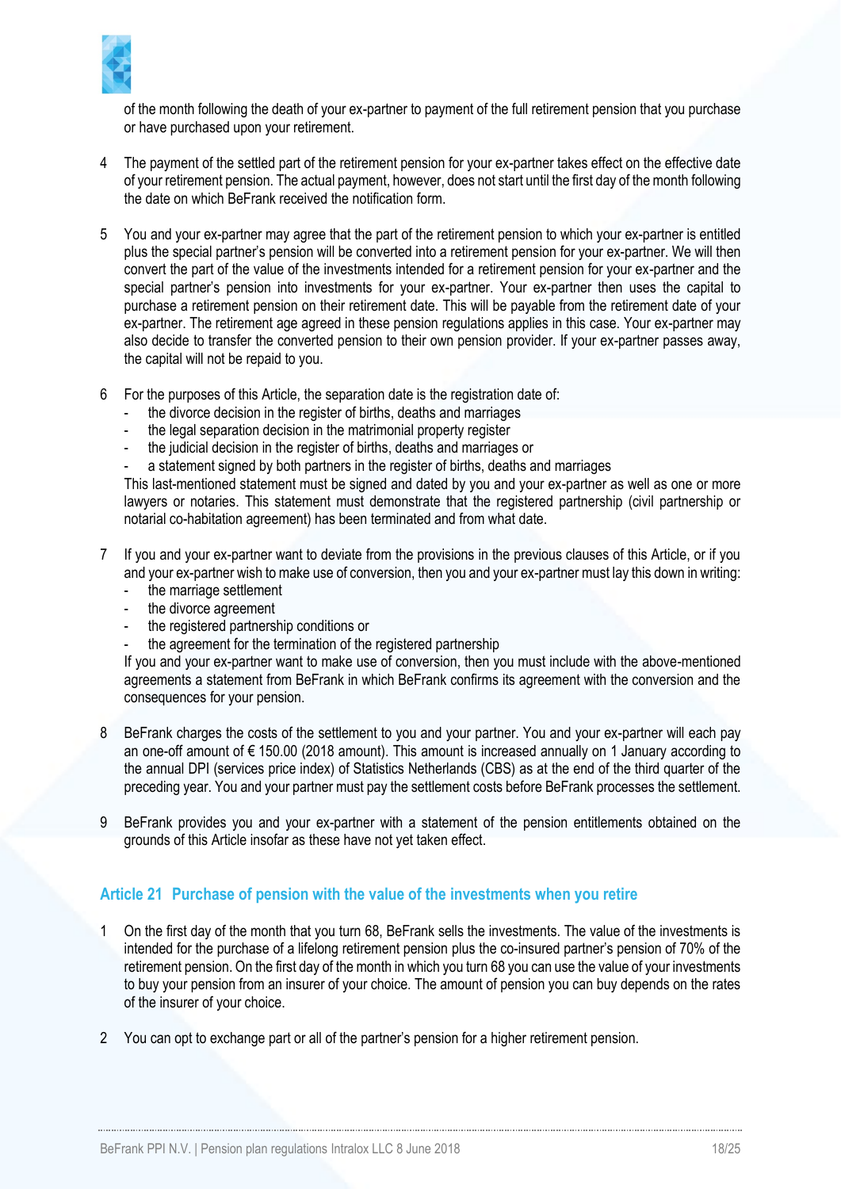of the month following the death of your ex-partner to payment of the full retirement pension that you purchase or have purchased upon your retirement.

4 The payment of the settled part of the retirement pension for your ex-partner takes effect on the effective date of your retirement pension. The actual payment, however, does not start until the first day of the month following the date on which BeFrank received the notification form.

5 You and your ex-partner may agree that the part of the retirement pension to which your ex-partner is entitled plus the special partner's pension will be converted into a retirement pension for your ex-partner. We will then convert the part of the value of the investments intended for a retirement pension for your ex-partner and the special partner's pension into investments for your ex-partner. Your ex-partner then uses the capital to purchase a retirement pension on their retirement date. This will be payable from the retirement date of your ex-partner. The retirement age agreed in these pension regulations applies in this case. Your ex-partner may also decide to transfer the converted pension to their own pension provider. If your ex-partner passes away, the capital will not be repaid to you.

6 For the purposes of this Article, the separation date is the registration date of:
   - the divorce decision in the register of births, deaths and marriages
   - the legal separation decision in the matrimonial property register
   - the judicial decision in the register of births, deaths and marriages or
   - a statement signed by both partners in the register of births, deaths and marriages

   This last-mentioned statement must be signed and dated by you and your ex-partner as well as one or more lawyers or notaries. This statement must demonstrate that the registered partnership (civil partnership or notarial co-habitation agreement) has been terminated and from what date.

7 If you and your ex-partner want to deviate from the provisions in the previous clauses of this Article, or if you and your ex-partner wish to make use of conversion, then you and your ex-partner must lay this down in writing:
   - the marriage settlement
   - the divorce agreement
   - the registered partnership conditions or
   - the agreement for the termination of the registered partnership

   If you and your ex-partner want to make use of conversion, then you must include with the above-mentioned agreements a statement from BeFrank in which BeFrank confirms its agreement with the conversion and the consequences for your pension.

8 BeFrank charges the costs of the settlement to you and your partner. You and your ex-partner will each pay an one-off amount of € 150.00 (2018 amount). This amount is increased annually on 1 January according to the annual DPI (services price index) of Statistics Netherlands (CBS) as at the end of the third quarter of the preceding year. You and your partner must pay the settlement costs before BeFrank processes the settlement.

9 BeFrank provides you and your ex-partner with a statement of the pension entitlements obtained on the grounds of this Article insofar as these have not yet taken effect.

## Article 21 Purchase of pension with the value of the investments when you retire

1 On the first day of the month that you turn 68, BeFrank sells the investments. The value of the investments is intended for the purchase of a lifelong retirement pension plus the co-insured partner's pension of 70% of the retirement pension. On the first day of the month in which you turn 68 you can use the value of your investments to buy your pension from an insurer of your choice. The amount of pension you can buy depends on the rates of the insurer of your choice.

2 You can opt to exchange part or all of the partner's pension for a higher retirement pension.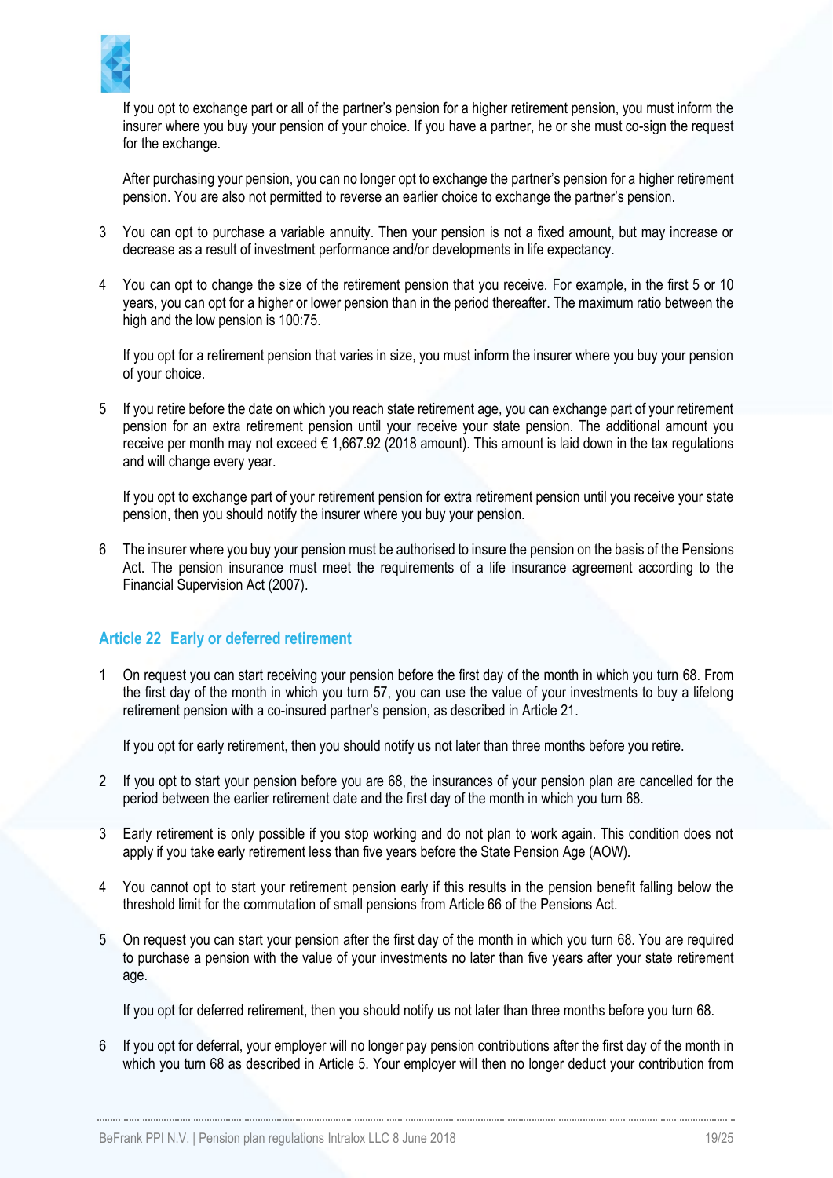If you opt to exchange part or all of the partner's pension for a higher retirement pension, you must inform the insurer where you buy your pension of your choice. If you have a partner, he or she must co-sign the request for the exchange.

After purchasing your pension, you can no longer opt to exchange the partner's pension for a higher retirement pension. You are also not permitted to reverse an earlier choice to exchange the partner's pension.

3 You can opt to purchase a variable annuity. Then your pension is not a fixed amount, but may increase or decrease as a result of investment performance and/or developments in life expectancy.

4 You can opt to change the size of the retirement pension that you receive. For example, in the first 5 or 10 years, you can opt for a higher or lower pension than in the period thereafter. The maximum ratio between the high and the low pension is 100:75.

   If you opt for a retirement pension that varies in size, you must inform the insurer where you buy your pension of your choice.

5 If you retire before the date on which you reach state retirement age, you can exchange part of your retirement pension for an extra retirement pension until your receive your state pension. The additional amount you receive per month may not exceed € 1,667.92 (2018 amount). This amount is laid down in the tax regulations and will change every year.

   If you opt to exchange part of your retirement pension for extra retirement pension until you receive your state pension, then you should notify the insurer where you buy your pension.

6 The insurer where you buy your pension must be authorised to insure the pension on the basis of the Pensions Act. The pension insurance must meet the requirements of a life insurance agreement according to the Financial Supervision Act (2007).

## Article 22 Early or deferred retirement

1 On request you can start receiving your pension before the first day of the month in which you turn 68. From the first day of the month in which you turn 57, you can use the value of your investments to buy a lifelong retirement pension with a co-insured partner's pension, as described in Article 21.

   If you opt for early retirement, then you should notify us not later than three months before you retire.

2 If you opt to start your pension before you are 68, the insurances of your pension plan are cancelled for the period between the earlier retirement date and the first day of the month in which you turn 68.

3 Early retirement is only possible if you stop working and do not plan to work again. This condition does not apply if you take early retirement less than five years before the State Pension Age (AOW).

4 You cannot opt to start your retirement pension early if this results in the pension benefit falling below the threshold limit for the commutation of small pensions from Article 66 of the Pensions Act.

5 On request you can start your pension after the first day of the month in which you turn 68. You are required to purchase a pension with the value of your investments no later than five years after your state retirement age.

   If you opt for deferred retirement, then you should notify us not later than three months before you turn 68.

6 If you opt for deferral, your employer will no longer pay pension contributions after the first day of the month in which you turn 68 as described in Article 5. Your employer will then no longer deduct your contribution from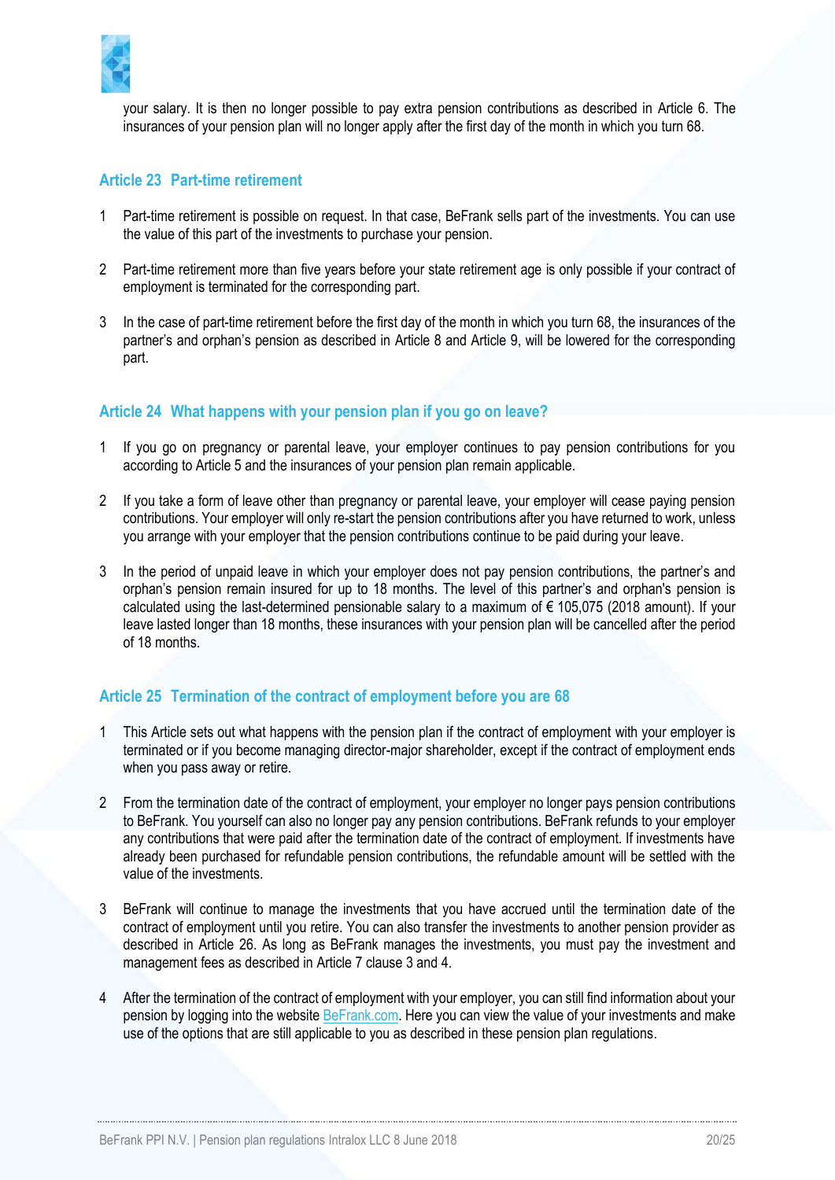your salary. It is then no longer possible to pay extra pension contributions as described in Article 6. The insurances of your pension plan will no longer apply after the first day of the month in which you turn 68.

## Article 23 Part-time retirement

1. Part-time retirement is possible on request. In that case, BeFrank sells part of the investments. You can use the value of this part of the investments to purchase your pension.

2. Part-time retirement more than five years before your state retirement age is only possible if your contract of employment is terminated for the corresponding part.

3. In the case of part-time retirement before the first day of the month in which you turn 68, the insurances of the partner's and orphan's pension as described in Article 8 and Article 9, will be lowered for the corresponding part.

## Article 24 What happens with your pension plan if you go on leave?

1. If you go on pregnancy or parental leave, your employer continues to pay pension contributions for you according to Article 5 and the insurances of your pension plan remain applicable.

2. If you take a form of leave other than pregnancy or parental leave, your employer will cease paying pension contributions. Your employer will only re-start the pension contributions after you have returned to work, unless you arrange with your employer that the pension contributions continue to be paid during your leave.

3. In the period of unpaid leave in which your employer does not pay pension contributions, the partner's and orphan's pension remain insured for up to 18 months. The level of this partner's and orphan's pension is calculated using the last-determined pensionable salary to a maximum of € 105,075 (2018 amount). If your leave lasted longer than 18 months, these insurances with your pension plan will be cancelled after the period of 18 months.

## Article 25 Termination of the contract of employment before you are 68

1. This Article sets out what happens with the pension plan if the contract of employment with your employer is terminated or if you become managing director-major shareholder, except if the contract of employment ends when you pass away or retire.

2. From the termination date of the contract of employment, your employer no longer pays pension contributions to BeFrank. You yourself can also no longer pay any pension contributions. BeFrank refunds to your employer any contributions that were paid after the termination date of the contract of employment. If investments have already been purchased for refundable pension contributions, the refundable amount will be settled with the value of the investments.

3. BeFrank will continue to manage the investments that you have accrued until the termination date of the contract of employment until you retire. You can also transfer the investments to another pension provider as described in Article 26. As long as BeFrank manages the investments, you must pay the investment and management fees as described in Article 7 clause 3 and 4.

4. After the termination of the contract of employment with your employer, you can still find information about your pension by logging into the website BeFrank.com. Here you can view the value of your investments and make use of the options that are still applicable to you as described in these pension plan regulations.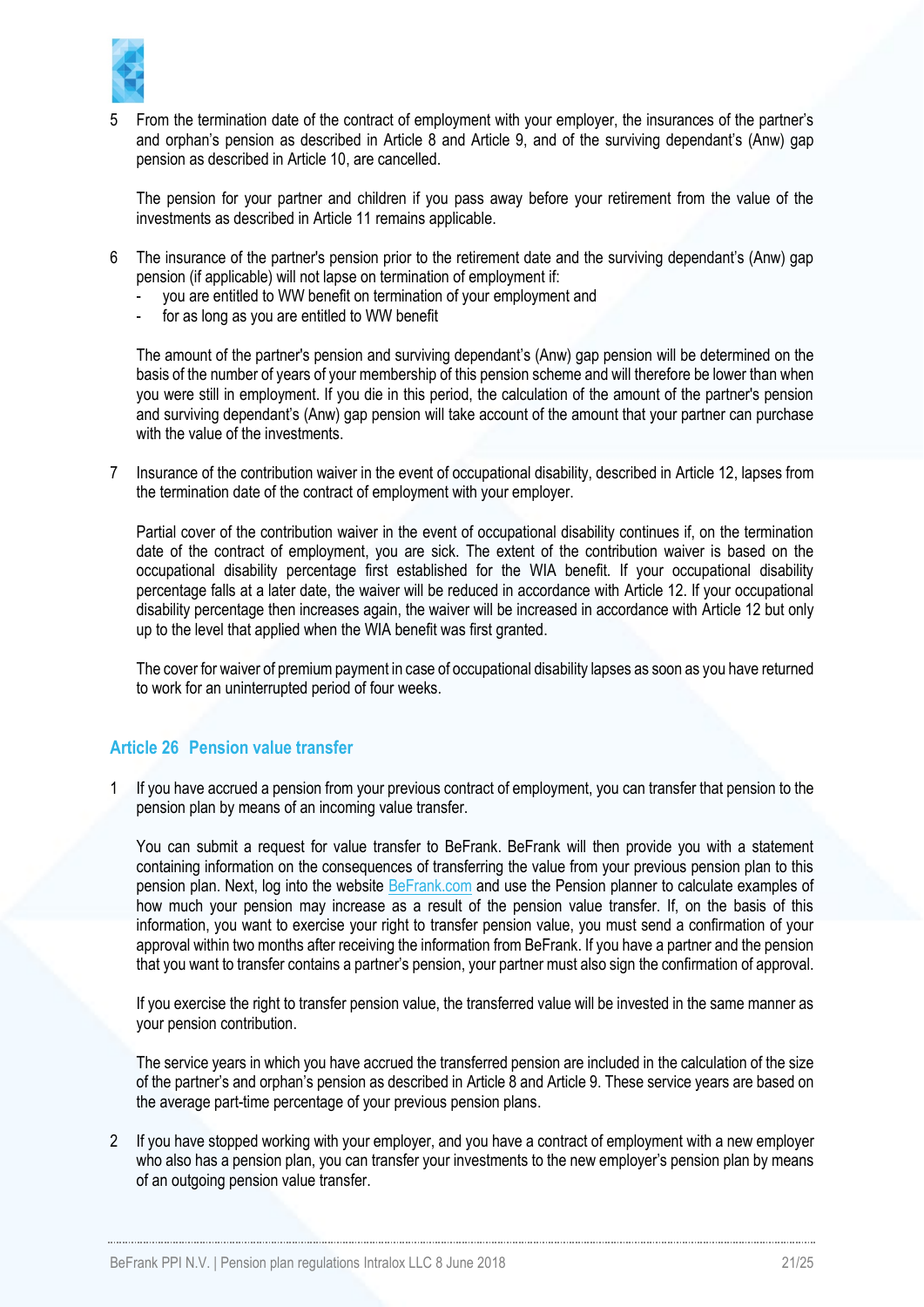5 From the termination date of the contract of employment with your employer, the insurances of the partner's and orphan's pension as described in Article 8 and Article 9, and of the surviving dependant's (Anw) gap pension as described in Article 10, are cancelled.

   The pension for your partner and children if you pass away before your retirement from the value of the investments as described in Article 11 remains applicable.

6 The insurance of the partner's pension prior to the retirement date and the surviving dependant's (Anw) gap pension (if applicable) will not lapse on termination of employment if:
   - you are entitled to WW benefit on termination of your employment and
   - for as long as you are entitled to WW benefit

   The amount of the partner's pension and surviving dependant's (Anw) gap pension will be determined on the basis of the number of years of your membership of this pension scheme and will therefore be lower than when you were still in employment. If you die in this period, the calculation of the amount of the partner's pension and surviving dependant's (Anw) gap pension will take account of the amount that your partner can purchase with the value of the investments.

7 Insurance of the contribution waiver in the event of occupational disability, described in Article 12, lapses from the termination date of the contract of employment with your employer.

   Partial cover of the contribution waiver in the event of occupational disability continues if, on the termination date of the contract of employment, you are sick. The extent of the contribution waiver is based on the occupational disability percentage first established for the WIA benefit. If your occupational disability percentage falls at a later date, the waiver will be reduced in accordance with Article 12. If your occupational disability percentage then increases again, the waiver will be increased in accordance with Article 12 but only up to the level that applied when the WIA benefit was first granted.

   The cover for waiver of premium payment in case of occupational disability lapses as soon as you have returned to work for an uninterrupted period of four weeks.

## Article 26 Pension value transfer

1 If you have accrued a pension from your previous contract of employment, you can transfer that pension to the pension plan by means of an incoming value transfer.

   You can submit a request for value transfer to BeFrank. BeFrank will then provide you with a statement containing information on the consequences of transferring the value from your previous pension plan to this pension plan. Next, log into the website BeFrank.com and use the Pension planner to calculate examples of how much your pension may increase as a result of the pension value transfer. If, on the basis of this information, you want to exercise your right to transfer pension value, you must send a confirmation of your approval within two months after receiving the information from BeFrank. If you have a partner and the pension that you want to transfer contains a partner's pension, your partner must also sign the confirmation of approval.

   If you exercise the right to transfer pension value, the transferred value will be invested in the same manner as your pension contribution.

   The service years in which you have accrued the transferred pension are included in the calculation of the size of the partner's and orphan's pension as described in Article 8 and Article 9. These service years are based on the average part-time percentage of your previous pension plans.

2 If you have stopped working with your employer, and you have a contract of employment with a new employer who also has a pension plan, you can transfer your investments to the new employer's pension plan by means of an outgoing pension value transfer.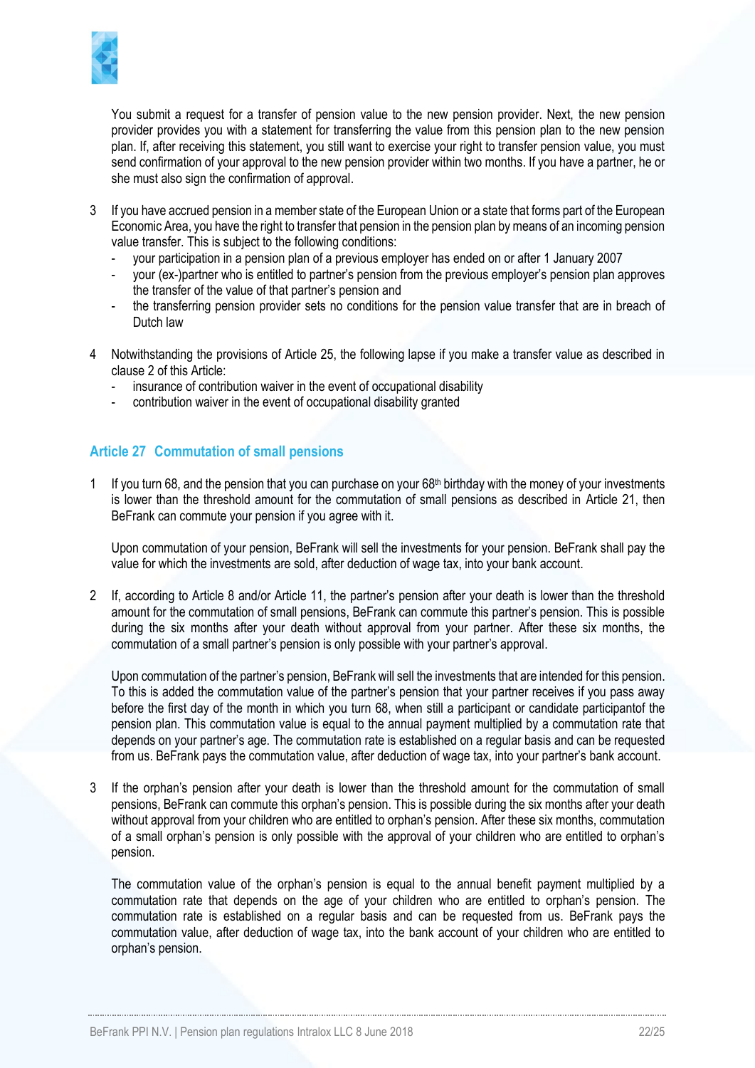You submit a request for a transfer of pension value to the new pension provider. Next, the new pension provider provides you with a statement for transferring the value from this pension plan to the new pension plan. If, after receiving this statement, you still want to exercise your right to transfer pension value, you must send confirmation of your approval to the new pension provider within two months. If you have a partner, he or she must also sign the confirmation of approval.

3 If you have accrued pension in a member state of the European Union or a state that forms part of the European Economic Area, you have the right to transfer that pension in the pension plan by means of an incoming pension value transfer. This is subject to the following conditions:
   - your participation in a pension plan of a previous employer has ended on or after 1 January 2007
   - your (ex-)partner who is entitled to partner's pension from the previous employer's pension plan approves the transfer of the value of that partner's pension and
   - the transferring pension provider sets no conditions for the pension value transfer that are in breach of Dutch law

4 Notwithstanding the provisions of Article 25, the following lapse if you make a transfer value as described in clause 2 of this Article:
   - insurance of contribution waiver in the event of occupational disability
   - contribution waiver in the event of occupational disability granted

## Article 27 Commutation of small pensions

1 If you turn 68, and the pension that you can purchase on your 68th birthday with the money of your investments is lower than the threshold amount for the commutation of small pensions as described in Article 21, then BeFrank can commute your pension if you agree with it.

   Upon commutation of your pension, BeFrank will sell the investments for your pension. BeFrank shall pay the value for which the investments are sold, after deduction of wage tax, into your bank account.

2 If, according to Article 8 and/or Article 11, the partner's pension after your death is lower than the threshold amount for the commutation of small pensions, BeFrank can commute this partner's pension. This is possible during the six months after your death without approval from your partner. After these six months, the commutation of a small partner's pension is only possible with your partner's approval.

   Upon commutation of the partner's pension, BeFrank will sell the investments that are intended for this pension. To this is added the commutation value of the partner's pension that your partner receives if you pass away before the first day of the month in which you turn 68, when still a participant or candidate participantof the pension plan. This commutation value is equal to the annual payment multiplied by a commutation rate that depends on your partner's age. The commutation rate is established on a regular basis and can be requested from us. BeFrank pays the commutation value, after deduction of wage tax, into your partner's bank account.

3 If the orphan's pension after your death is lower than the threshold amount for the commutation of small pensions, BeFrank can commute this orphan's pension. This is possible during the six months after your death without approval from your children who are entitled to orphan's pension. After these six months, commutation of a small orphan's pension is only possible with the approval of your children who are entitled to orphan's pension.

   The commutation value of the orphan's pension is equal to the annual benefit payment multiplied by a commutation rate that depends on the age of your children who are entitled to orphan's pension. The commutation rate is established on a regular basis and can be requested from us. BeFrank pays the commutation value, after deduction of wage tax, into the bank account of your children who are entitled to orphan's pension.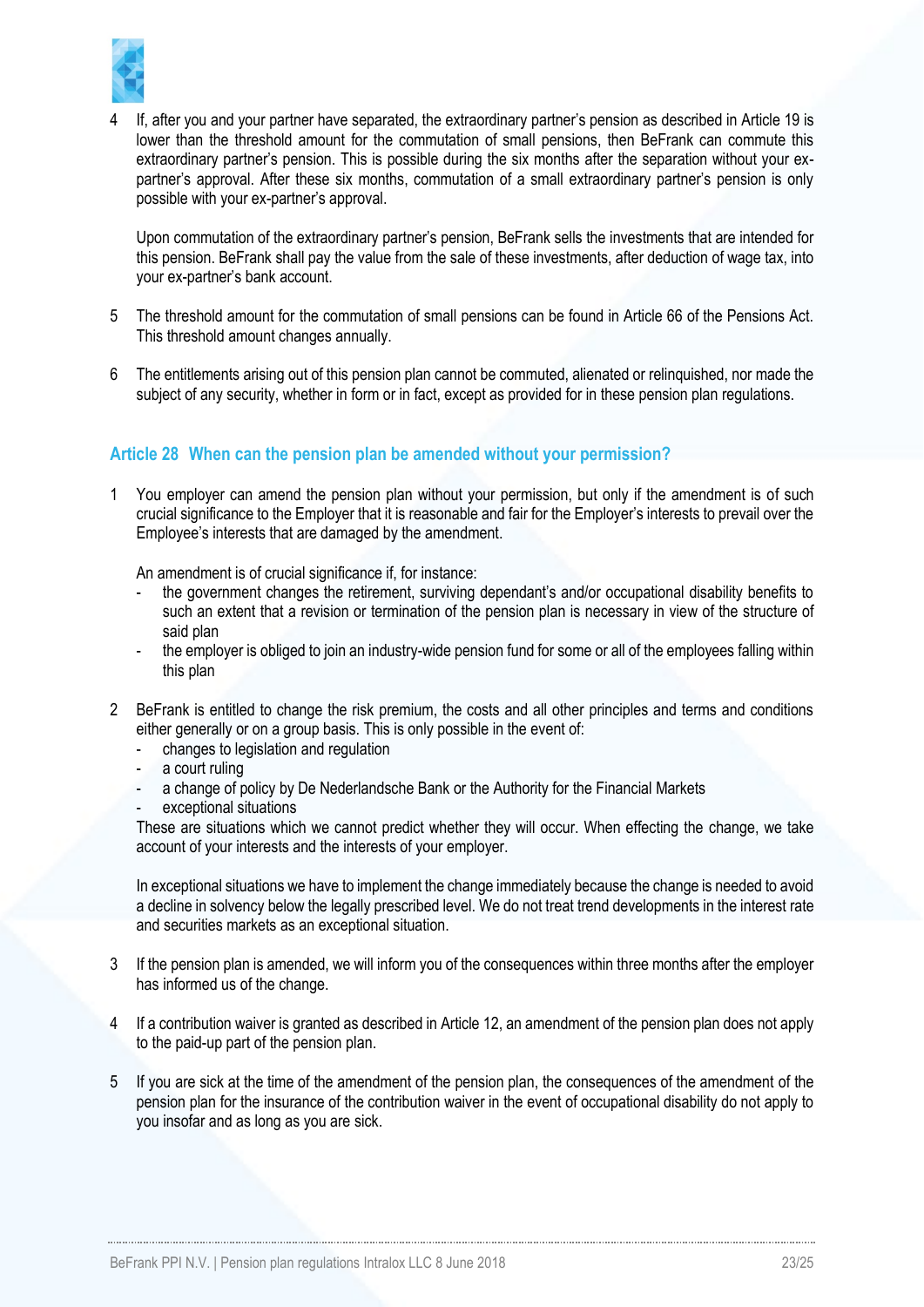4 If, after you and your partner have separated, the extraordinary partner's pension as described in Article 19 is lower than the threshold amount for the commutation of small pensions, then BeFrank can commute this extraordinary partner's pension. This is possible during the six months after the separation without your ex-partner's approval. After these six months, commutation of a small extraordinary partner's pension is only possible with your ex-partner's approval.

   Upon commutation of the extraordinary partner's pension, BeFrank sells the investments that are intended for this pension. BeFrank shall pay the value from the sale of these investments, after deduction of wage tax, into your ex-partner's bank account.

5 The threshold amount for the commutation of small pensions can be found in Article 66 of the Pensions Act. This threshold amount changes annually.

6 The entitlements arising out of this pension plan cannot be commuted, alienated or relinquished, nor made the subject of any security, whether in form or in fact, except as provided for in these pension plan regulations.

## Article 28 When can the pension plan be amended without your permission?

1 You employer can amend the pension plan without your permission, but only if the amendment is of such crucial significance to the Employer that it is reasonable and fair for the Employer's interests to prevail over the Employee's interests that are damaged by the amendment.

   An amendment is of crucial significance if, for instance:
   - the government changes the retirement, surviving dependant's and/or occupational disability benefits to such an extent that a revision or termination of the pension plan is necessary in view of the structure of said plan
   - the employer is obliged to join an industry-wide pension fund for some or all of the employees falling within this plan

2 BeFrank is entitled to change the risk premium, the costs and all other principles and terms and conditions either generally or on a group basis. This is only possible in the event of:
   - changes to legislation and regulation
   - a court ruling
   - a change of policy by De Nederlandsche Bank or the Authority for the Financial Markets
   - exceptional situations

   These are situations which we cannot predict whether they will occur. When effecting the change, we take account of your interests and the interests of your employer.

   In exceptional situations we have to implement the change immediately because the change is needed to avoid a decline in solvency below the legally prescribed level. We do not treat trend developments in the interest rate and securities markets as an exceptional situation.

3 If the pension plan is amended, we will inform you of the consequences within three months after the employer has informed us of the change.

4 If a contribution waiver is granted as described in Article 12, an amendment of the pension plan does not apply to the paid-up part of the pension plan.

5 If you are sick at the time of the amendment of the pension plan, the consequences of the amendment of the pension plan for the insurance of the contribution waiver in the event of occupational disability do not apply to you insofar and as long as you are sick.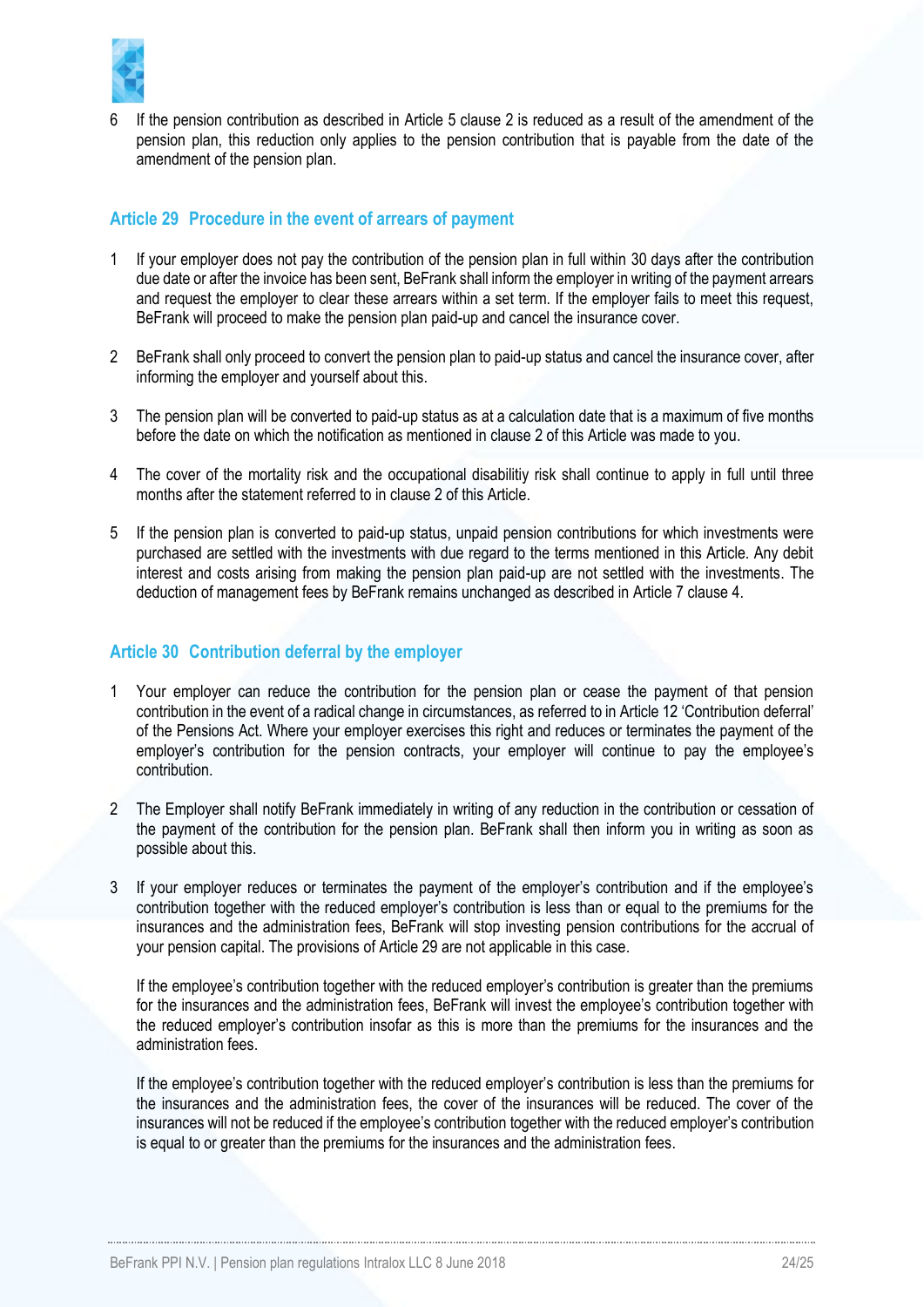6 If the pension contribution as described in Article 5 clause 2 is reduced as a result of the amendment of the pension plan, this reduction only applies to the pension contribution that is payable from the date of the amendment of the pension plan.

## Article 29 Procedure in the event of arrears of payment

1 If your employer does not pay the contribution of the pension plan in full within 30 days after the contribution due date or after the invoice has been sent, BeFrank shall inform the employer in writing of the payment arrears and request the employer to clear these arrears within a set term. If the employer fails to meet this request, BeFrank will proceed to make the pension plan paid-up and cancel the insurance cover.

2 BeFrank shall only proceed to convert the pension plan to paid-up status and cancel the insurance cover, after informing the employer and yourself about this.

3 The pension plan will be converted to paid-up status as at a calculation date that is a maximum of five months before the date on which the notification as mentioned in clause 2 of this Article was made to you.

4 The cover of the mortality risk and the occupational disabilitiy risk shall continue to apply in full until three months after the statement referred to in clause 2 of this Article.

5 If the pension plan is converted to paid-up status, unpaid pension contributions for which investments were purchased are settled with the investments with due regard to the terms mentioned in this Article. Any debit interest and costs arising from making the pension plan paid-up are not settled with the investments. The deduction of management fees by BeFrank remains unchanged as described in Article 7 clause 4.

## Article 30 Contribution deferral by the employer

1 Your employer can reduce the contribution for the pension plan or cease the payment of that pension contribution in the event of a radical change in circumstances, as referred to in Article 12 'Contribution deferral' of the Pensions Act. Where your employer exercises this right and reduces or terminates the payment of the employer's contribution for the pension contracts, your employer will continue to pay the employee's contribution.

2 The Employer shall notify BeFrank immediately in writing of any reduction in the contribution or cessation of the payment of the contribution for the pension plan. BeFrank shall then inform you in writing as soon as possible about this.

3 If your employer reduces or terminates the payment of the employer's contribution and if the employee's contribution together with the reduced employer's contribution is less than or equal to the premiums for the insurances and the administration fees, BeFrank will stop investing pension contributions for the accrual of your pension capital. The provisions of Article 29 are not applicable in this case.

   If the employee's contribution together with the reduced employer's contribution is greater than the premiums for the insurances and the administration fees, BeFrank will invest the employee's contribution together with the reduced employer's contribution insofar as this is more than the premiums for the insurances and the administration fees.

   If the employee's contribution together with the reduced employer's contribution is less than the premiums for the insurances and the administration fees, the cover of the insurances will be reduced. The cover of the insurances will not be reduced if the employee's contribution together with the reduced employer's contribution is equal to or greater than the premiums for the insurances and the administration fees.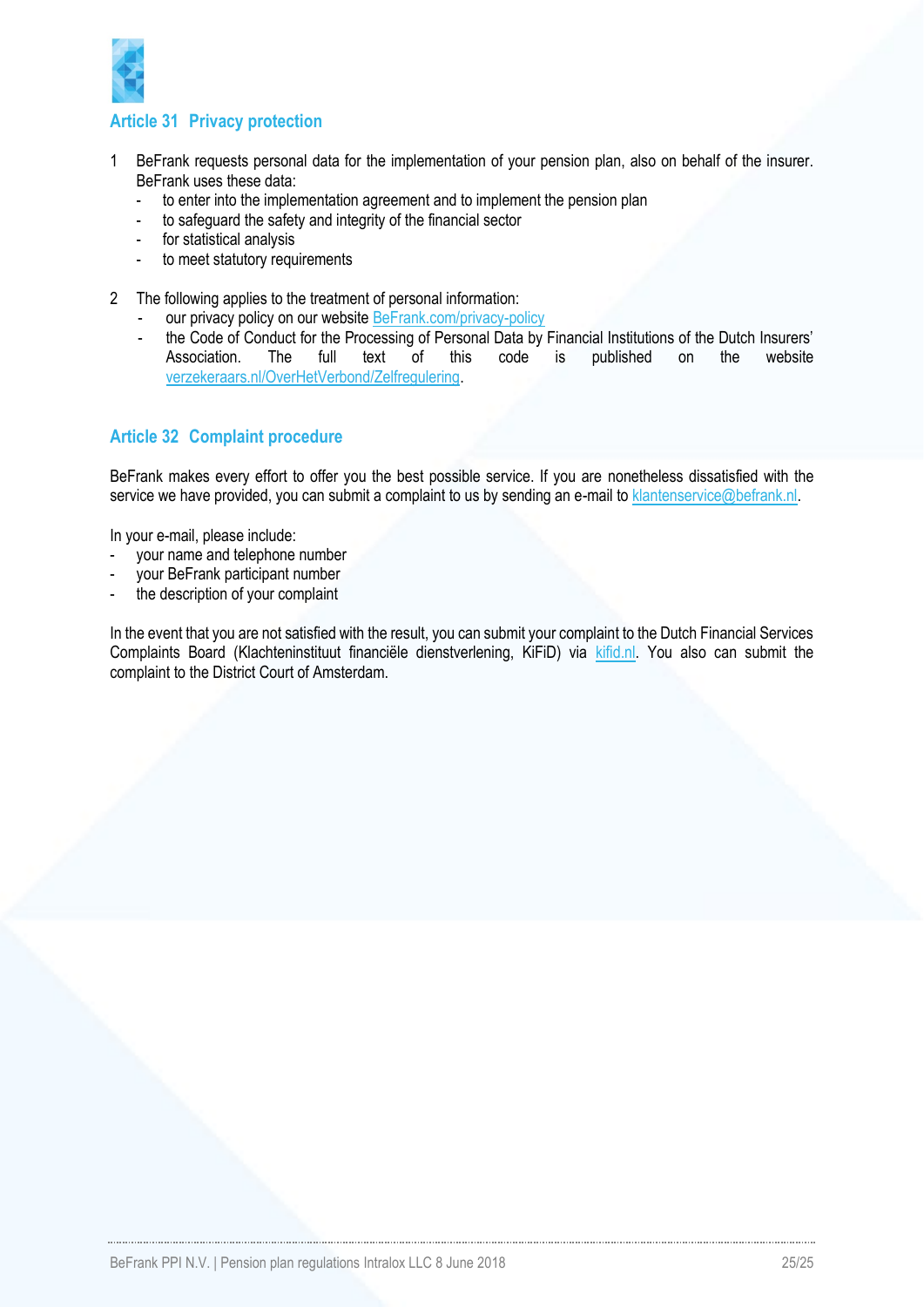## Article 31 Privacy protection

1. BeFrank requests personal data for the implementation of your pension plan, also on behalf of the insurer. BeFrank uses these data:
   - to enter into the implementation agreement and to implement the pension plan
   - to safeguard the safety and integrity of the financial sector
   - for statistical analysis
   - to meet statutory requirements

2. The following applies to the treatment of personal information:
   - our privacy policy on our website BeFrank.com/privacy-policy
   - the Code of Conduct for the Processing of Personal Data by Financial Institutions of the Dutch Insurers' Association. The full text of this code is published on the website verzekeraars.nl/OverHetVerbond/Zelfregulering.

## Article 32 Complaint procedure

BeFrank makes every effort to offer you the best possible service. If you are nonetheless dissatisfied with the service we have provided, you can submit a complaint to us by sending an e-mail to klantenservice@befrank.nl.

In your e-mail, please include:

- your name and telephone number
- your BeFrank participant number
- the description of your complaint

In the event that you are not satisfied with the result, you can submit your complaint to the Dutch Financial Services Complaints Board (Klachteninstituut financiële dienstverlening, KiFiD) via kifid.nl. You also can submit the complaint to the District Court of Amsterdam.